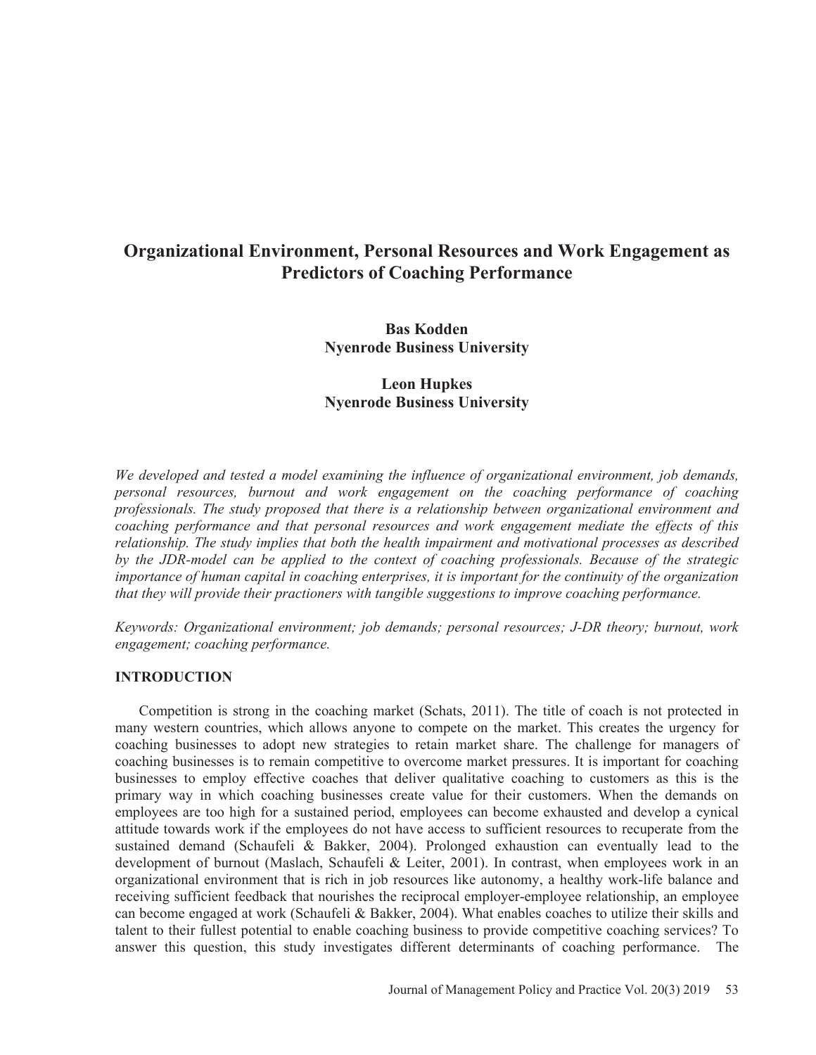# Organizational Environment, Personal Resources and Work Engagement as Predictors of Coaching Performance

**Bas Kodden**
**Nyenrode Business University**

**Leon Hupkes**
**Nyenrode Business University**

*We developed and tested a model examining the influence of organizational environment, job demands, personal resources, burnout and work engagement on the coaching performance of coaching professionals. The study proposed that there is a relationship between organizational environment and coaching performance and that personal resources and work engagement mediate the effects of this relationship. The study implies that both the health impairment and motivational processes as described by the JDR-model can be applied to the context of coaching professionals. Because of the strategic importance of human capital in coaching enterprises, it is important for the continuity of the organization that they will provide their practioners with tangible suggestions to improve coaching performance.*

*Keywords: Organizational environment; job demands; personal resources; J-DR theory; burnout, work engagement; coaching performance.*

## INTRODUCTION

Competition is strong in the coaching market (Schats, 2011). The title of coach is not protected in many western countries, which allows anyone to compete on the market. This creates the urgency for coaching businesses to adopt new strategies to retain market share. The challenge for managers of coaching businesses is to remain competitive to overcome market pressures. It is important for coaching businesses to employ effective coaches that deliver qualitative coaching to customers as this is the primary way in which coaching businesses create value for their customers. When the demands on employees are too high for a sustained period, employees can become exhausted and develop a cynical attitude towards work if the employees do not have access to sufficient resources to recuperate from the sustained demand (Schaufeli & Bakker, 2004). Prolonged exhaustion can eventually lead to the development of burnout (Maslach, Schaufeli & Leiter, 2001). In contrast, when employees work in an organizational environment that is rich in job resources like autonomy, a healthy work-life balance and receiving sufficient feedback that nourishes the reciprocal employer-employee relationship, an employee can become engaged at work (Schaufeli & Bakker, 2004). What enables coaches to utilize their skills and talent to their fullest potential to enable coaching business to provide competitive coaching services? To answer this question, this study investigates different determinants of coaching performance. The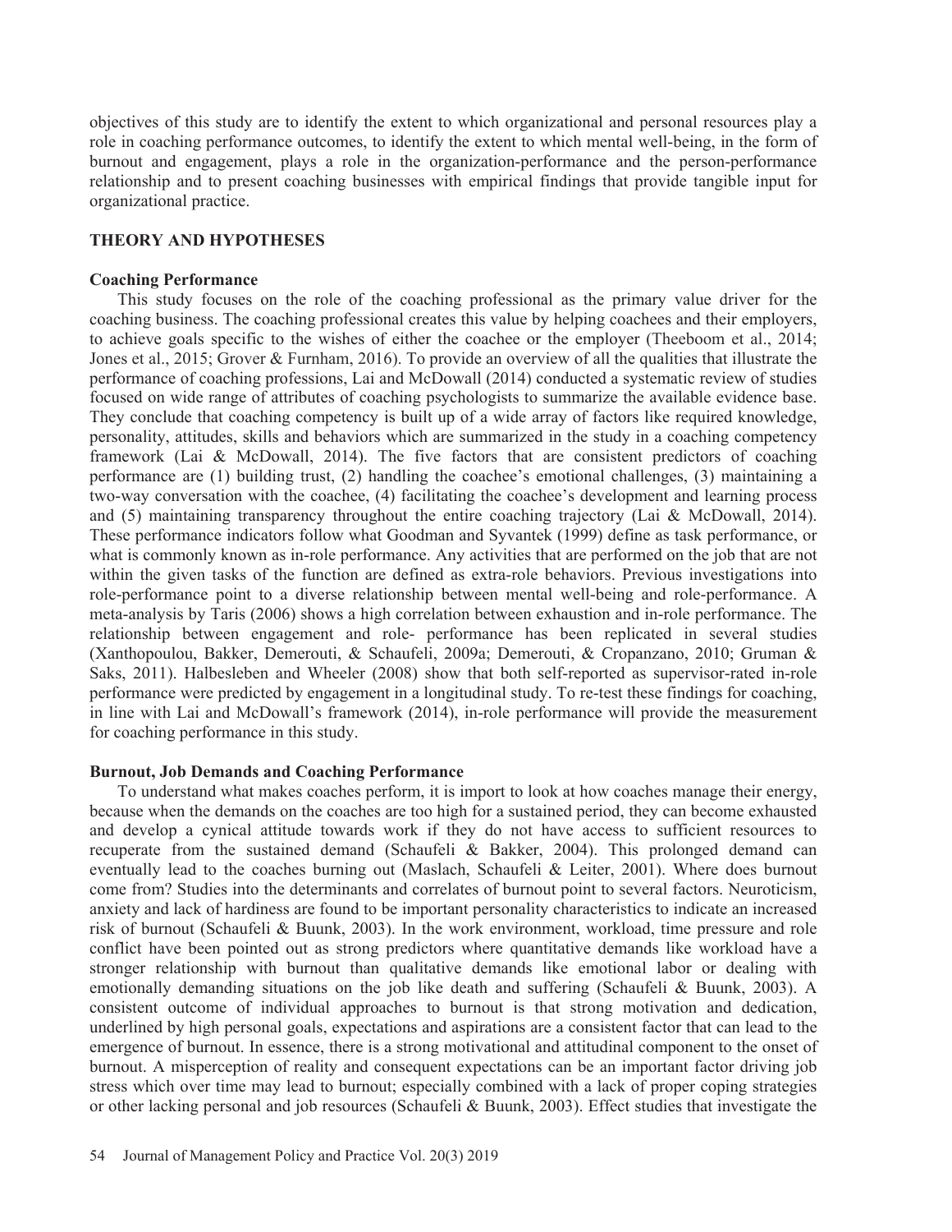objectives of this study are to identify the extent to which organizational and personal resources play a role in coaching performance outcomes, to identify the extent to which mental well-being, in the form of burnout and engagement, plays a role in the organization-performance and the person-performance relationship and to present coaching businesses with empirical findings that provide tangible input for organizational practice.

## THEORY AND HYPOTHESES

### Coaching Performance

This study focuses on the role of the coaching professional as the primary value driver for the coaching business. The coaching professional creates this value by helping coachees and their employers, to achieve goals specific to the wishes of either the coachee or the employer (Theeboom et al., 2014; Jones et al., 2015; Grover & Furnham, 2016). To provide an overview of all the qualities that illustrate the performance of coaching professions, Lai and McDowall (2014) conducted a systematic review of studies focused on wide range of attributes of coaching psychologists to summarize the available evidence base. They conclude that coaching competency is built up of a wide array of factors like required knowledge, personality, attitudes, skills and behaviors which are summarized in the study in a coaching competency framework (Lai & McDowall, 2014). The five factors that are consistent predictors of coaching performance are (1) building trust, (2) handling the coachee's emotional challenges, (3) maintaining a two-way conversation with the coachee, (4) facilitating the coachee's development and learning process and (5) maintaining transparency throughout the entire coaching trajectory (Lai & McDowall, 2014). These performance indicators follow what Goodman and Syvantek (1999) define as task performance, or what is commonly known as in-role performance. Any activities that are performed on the job that are not within the given tasks of the function are defined as extra-role behaviors. Previous investigations into role-performance point to a diverse relationship between mental well-being and role-performance. A meta-analysis by Taris (2006) shows a high correlation between exhaustion and in-role performance. The relationship between engagement and role- performance has been replicated in several studies (Xanthopoulou, Bakker, Demerouti, & Schaufeli, 2009a; Demerouti, & Cropanzano, 2010; Gruman & Saks, 2011). Halbesleben and Wheeler (2008) show that both self-reported as supervisor-rated in-role performance were predicted by engagement in a longitudinal study. To re-test these findings for coaching, in line with Lai and McDowall's framework (2014), in-role performance will provide the measurement for coaching performance in this study.

### Burnout, Job Demands and Coaching Performance

To understand what makes coaches perform, it is import to look at how coaches manage their energy, because when the demands on the coaches are too high for a sustained period, they can become exhausted and develop a cynical attitude towards work if they do not have access to sufficient resources to recuperate from the sustained demand (Schaufeli & Bakker, 2004). This prolonged demand can eventually lead to the coaches burning out (Maslach, Schaufeli & Leiter, 2001). Where does burnout come from? Studies into the determinants and correlates of burnout point to several factors. Neuroticism, anxiety and lack of hardiness are found to be important personality characteristics to indicate an increased risk of burnout (Schaufeli & Buunk, 2003). In the work environment, workload, time pressure and role conflict have been pointed out as strong predictors where quantitative demands like workload have a stronger relationship with burnout than qualitative demands like emotional labor or dealing with emotionally demanding situations on the job like death and suffering (Schaufeli & Buunk, 2003). A consistent outcome of individual approaches to burnout is that strong motivation and dedication, underlined by high personal goals, expectations and aspirations are a consistent factor that can lead to the emergence of burnout. In essence, there is a strong motivational and attitudinal component to the onset of burnout. A misperception of reality and consequent expectations can be an important factor driving job stress which over time may lead to burnout; especially combined with a lack of proper coping strategies or other lacking personal and job resources (Schaufeli & Buunk, 2003). Effect studies that investigate the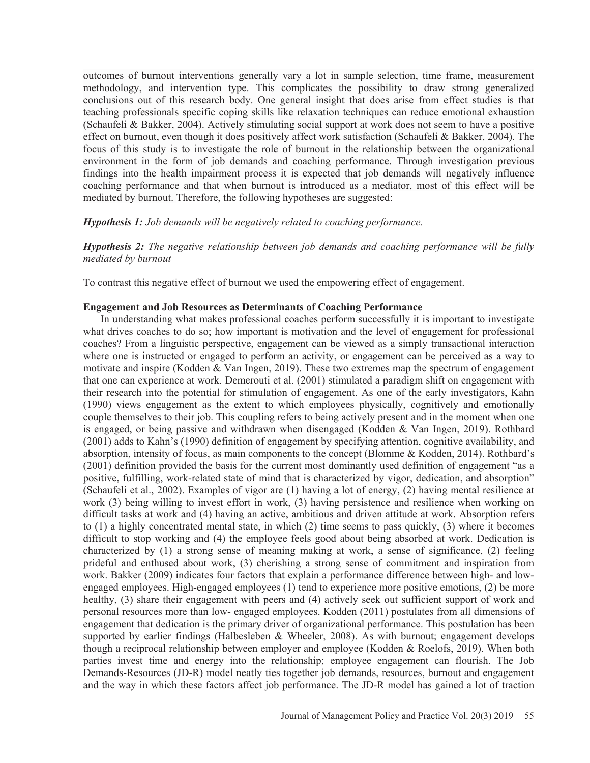outcomes of burnout interventions generally vary a lot in sample selection, time frame, measurement methodology, and intervention type. This complicates the possibility to draw strong generalized conclusions out of this research body. One general insight that does arise from effect studies is that teaching professionals specific coping skills like relaxation techniques can reduce emotional exhaustion (Schaufeli & Bakker, 2004). Actively stimulating social support at work does not seem to have a positive effect on burnout, even though it does positively affect work satisfaction (Schaufeli & Bakker, 2004). The focus of this study is to investigate the role of burnout in the relationship between the organizational environment in the form of job demands and coaching performance. Through investigation previous findings into the health impairment process it is expected that job demands will negatively influence coaching performance and that when burnout is introduced as a mediator, most of this effect will be mediated by burnout. Therefore, the following hypotheses are suggested:

***Hypothesis 1:*** *Job demands will be negatively related to coaching performance.*

***Hypothesis 2:*** *The negative relationship between job demands and coaching performance will be fully mediated by burnout*

To contrast this negative effect of burnout we used the empowering effect of engagement.

**Engagement and Job Resources as Determinants of Coaching Performance**

In understanding what makes professional coaches perform successfully it is important to investigate what drives coaches to do so; how important is motivation and the level of engagement for professional coaches? From a linguistic perspective, engagement can be viewed as a simply transactional interaction where one is instructed or engaged to perform an activity, or engagement can be perceived as a way to motivate and inspire (Kodden & Van Ingen, 2019). These two extremes map the spectrum of engagement that one can experience at work. Demerouti et al. (2001) stimulated a paradigm shift on engagement with their research into the potential for stimulation of engagement. As one of the early investigators, Kahn (1990) views engagement as the extent to which employees physically, cognitively and emotionally couple themselves to their job. This coupling refers to being actively present and in the moment when one is engaged, or being passive and withdrawn when disengaged (Kodden & Van Ingen, 2019). Rothbard (2001) adds to Kahn's (1990) definition of engagement by specifying attention, cognitive availability, and absorption, intensity of focus, as main components to the concept (Blomme & Kodden, 2014). Rothbard's (2001) definition provided the basis for the current most dominantly used definition of engagement "as a positive, fulfilling, work-related state of mind that is characterized by vigor, dedication, and absorption" (Schaufeli et al., 2002). Examples of vigor are (1) having a lot of energy, (2) having mental resilience at work (3) being willing to invest effort in work, (3) having persistence and resilience when working on difficult tasks at work and (4) having an active, ambitious and driven attitude at work. Absorption refers to (1) a highly concentrated mental state, in which (2) time seems to pass quickly, (3) where it becomes difficult to stop working and (4) the employee feels good about being absorbed at work. Dedication is characterized by (1) a strong sense of meaning making at work, a sense of significance, (2) feeling prideful and enthused about work, (3) cherishing a strong sense of commitment and inspiration from work. Bakker (2009) indicates four factors that explain a performance difference between high- and low-engaged employees. High-engaged employees (1) tend to experience more positive emotions, (2) be more healthy, (3) share their engagement with peers and (4) actively seek out sufficient support of work and personal resources more than low- engaged employees. Kodden (2011) postulates from all dimensions of engagement that dedication is the primary driver of organizational performance. This postulation has been supported by earlier findings (Halbesleben & Wheeler, 2008). As with burnout; engagement develops though a reciprocal relationship between employer and employee (Kodden & Roelofs, 2019). When both parties invest time and energy into the relationship; employee engagement can flourish. The Job Demands-Resources (JD-R) model neatly ties together job demands, resources, burnout and engagement and the way in which these factors affect job performance. The JD-R model has gained a lot of traction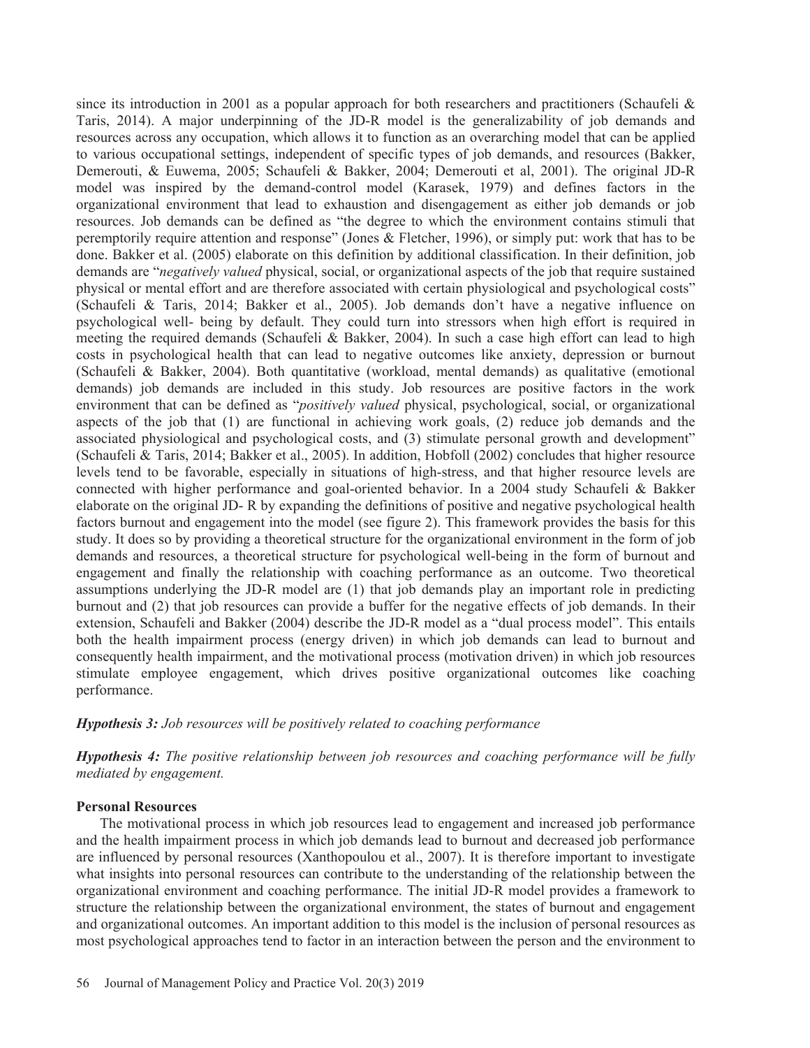since its introduction in 2001 as a popular approach for both researchers and practitioners (Schaufeli & Taris, 2014). A major underpinning of the JD-R model is the generalizability of job demands and resources across any occupation, which allows it to function as an overarching model that can be applied to various occupational settings, independent of specific types of job demands, and resources (Bakker, Demerouti, & Euwema, 2005; Schaufeli & Bakker, 2004; Demerouti et al, 2001). The original JD-R model was inspired by the demand-control model (Karasek, 1979) and defines factors in the organizational environment that lead to exhaustion and disengagement as either job demands or job resources. Job demands can be defined as "the degree to which the environment contains stimuli that peremptorily require attention and response" (Jones & Fletcher, 1996), or simply put: work that has to be done. Bakker et al. (2005) elaborate on this definition by additional classification. In their definition, job demands are "*negatively valued* physical, social, or organizational aspects of the job that require sustained physical or mental effort and are therefore associated with certain physiological and psychological costs" (Schaufeli & Taris, 2014; Bakker et al., 2005). Job demands don't have a negative influence on psychological well- being by default. They could turn into stressors when high effort is required in meeting the required demands (Schaufeli & Bakker, 2004). In such a case high effort can lead to high costs in psychological health that can lead to negative outcomes like anxiety, depression or burnout (Schaufeli & Bakker, 2004). Both quantitative (workload, mental demands) as qualitative (emotional demands) job demands are included in this study. Job resources are positive factors in the work environment that can be defined as "*positively valued* physical, psychological, social, or organizational aspects of the job that (1) are functional in achieving work goals, (2) reduce job demands and the associated physiological and psychological costs, and (3) stimulate personal growth and development" (Schaufeli & Taris, 2014; Bakker et al., 2005). In addition, Hobfoll (2002) concludes that higher resource levels tend to be favorable, especially in situations of high-stress, and that higher resource levels are connected with higher performance and goal-oriented behavior. In a 2004 study Schaufeli & Bakker elaborate on the original JD- R by expanding the definitions of positive and negative psychological health factors burnout and engagement into the model (see figure 2). This framework provides the basis for this study. It does so by providing a theoretical structure for the organizational environment in the form of job demands and resources, a theoretical structure for psychological well-being in the form of burnout and engagement and finally the relationship with coaching performance as an outcome. Two theoretical assumptions underlying the JD-R model are (1) that job demands play an important role in predicting burnout and (2) that job resources can provide a buffer for the negative effects of job demands. In their extension, Schaufeli and Bakker (2004) describe the JD-R model as a "dual process model". This entails both the health impairment process (energy driven) in which job demands can lead to burnout and consequently health impairment, and the motivational process (motivation driven) in which job resources stimulate employee engagement, which drives positive organizational outcomes like coaching performance.

***Hypothesis 3:*** *Job resources will be positively related to coaching performance*

***Hypothesis 4:*** *The positive relationship between job resources and coaching performance will be fully mediated by engagement.*

**Personal Resources**

The motivational process in which job resources lead to engagement and increased job performance and the health impairment process in which job demands lead to burnout and decreased job performance are influenced by personal resources (Xanthopoulou et al., 2007). It is therefore important to investigate what insights into personal resources can contribute to the understanding of the relationship between the organizational environment and coaching performance. The initial JD-R model provides a framework to structure the relationship between the organizational environment, the states of burnout and engagement and organizational outcomes. An important addition to this model is the inclusion of personal resources as most psychological approaches tend to factor in an interaction between the person and the environment to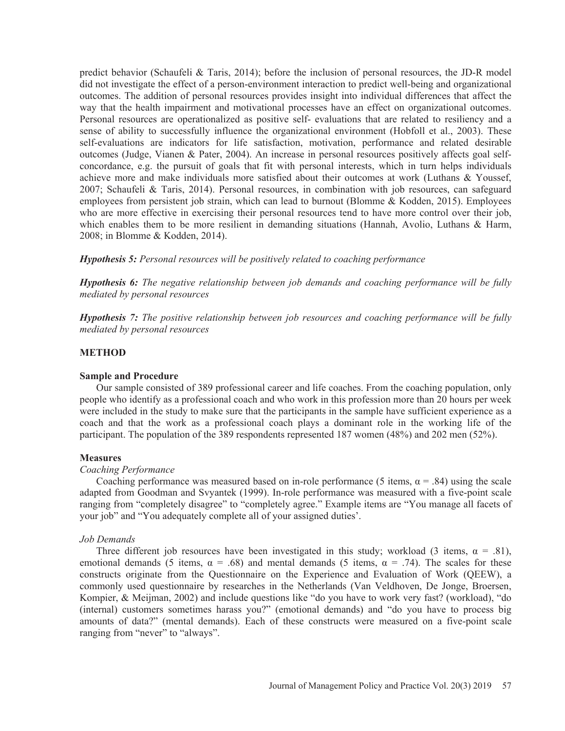predict behavior (Schaufeli & Taris, 2014); before the inclusion of personal resources, the JD-R model did not investigate the effect of a person-environment interaction to predict well-being and organizational outcomes. The addition of personal resources provides insight into individual differences that affect the way that the health impairment and motivational processes have an effect on organizational outcomes. Personal resources are operationalized as positive self- evaluations that are related to resiliency and a sense of ability to successfully influence the organizational environment (Hobfoll et al., 2003). These self-evaluations are indicators for life satisfaction, motivation, performance and related desirable outcomes (Judge, Vianen & Pater, 2004). An increase in personal resources positively affects goal self-concordance, e.g. the pursuit of goals that fit with personal interests, which in turn helps individuals achieve more and make individuals more satisfied about their outcomes at work (Luthans & Youssef, 2007; Schaufeli & Taris, 2014). Personal resources, in combination with job resources, can safeguard employees from persistent job strain, which can lead to burnout (Blomme & Kodden, 2015). Employees who are more effective in exercising their personal resources tend to have more control over their job, which enables them to be more resilient in demanding situations (Hannah, Avolio, Luthans & Harm, 2008; in Blomme & Kodden, 2014).

***Hypothesis 5:*** *Personal resources will be positively related to coaching performance*

***Hypothesis 6:*** *The negative relationship between job demands and coaching performance will be fully mediated by personal resources*

***Hypothesis 7:*** *The positive relationship between job resources and coaching performance will be fully mediated by personal resources*

## METHOD

### Sample and Procedure

Our sample consisted of 389 professional career and life coaches. From the coaching population, only people who identify as a professional coach and who work in this profession more than 20 hours per week were included in the study to make sure that the participants in the sample have sufficient experience as a coach and that the work as a professional coach plays a dominant role in the working life of the participant. The population of the 389 respondents represented 187 women (48%) and 202 men (52%).

### Measures

*Coaching Performance*

Coaching performance was measured based on in-role performance (5 items, α = .84) using the scale adapted from Goodman and Svyantek (1999). In-role performance was measured with a five-point scale ranging from "completely disagree" to "completely agree." Example items are "You manage all facets of your job" and "You adequately complete all of your assigned duties'.

*Job Demands*

Three different job resources have been investigated in this study; workload (3 items, α = .81), emotional demands (5 items, α = .68) and mental demands (5 items, α = .74). The scales for these constructs originate from the Questionnaire on the Experience and Evaluation of Work (QEEW), a commonly used questionnaire by researches in the Netherlands (Van Veldhoven, De Jonge, Broersen, Kompier, & Meijman, 2002) and include questions like "do you have to work very fast? (workload), "do (internal) customers sometimes harass you?" (emotional demands) and "do you have to process big amounts of data?" (mental demands). Each of these constructs were measured on a five-point scale ranging from "never" to "always".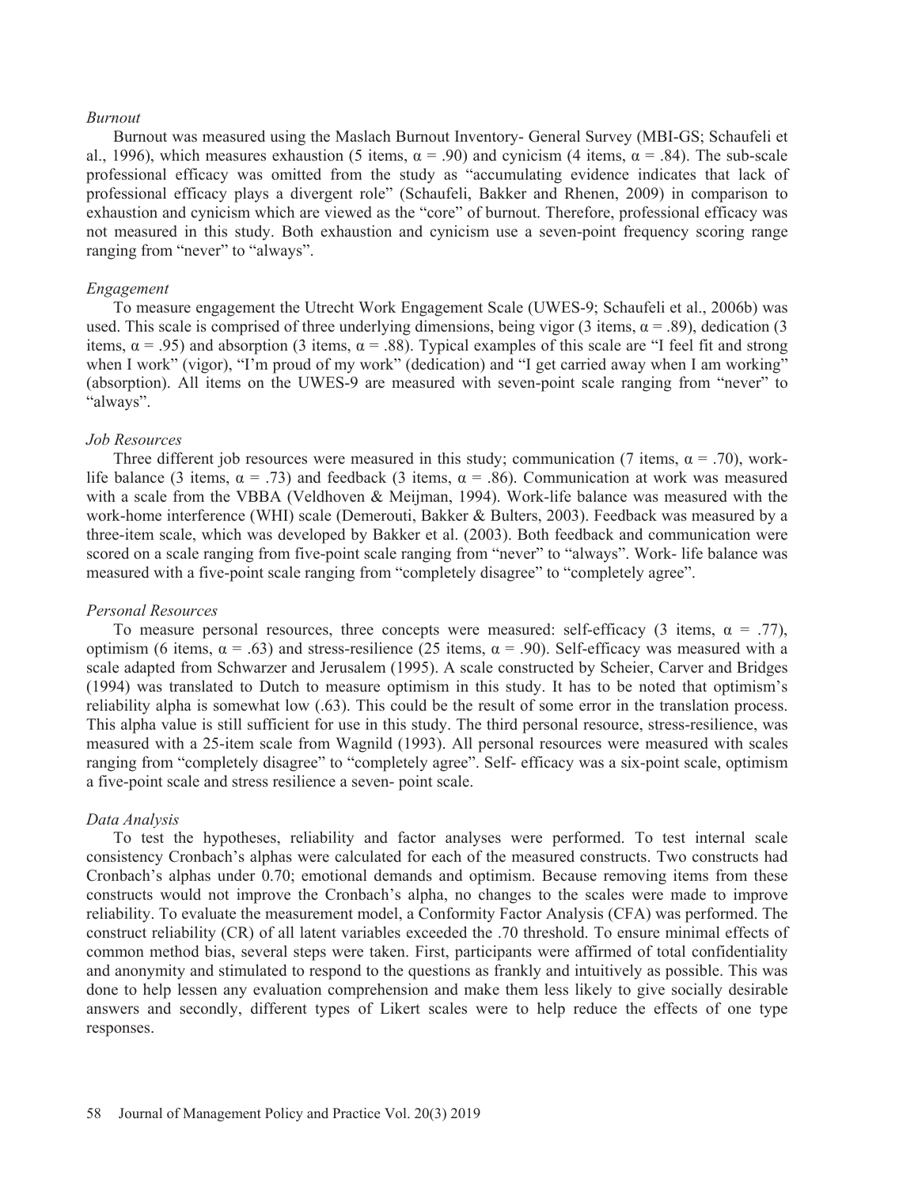*Burnout*

Burnout was measured using the Maslach Burnout Inventory- General Survey (MBI-GS; Schaufeli et al., 1996), which measures exhaustion (5 items, $\alpha = .90$) and cynicism (4 items, $\alpha = .84$). The sub-scale professional efficacy was omitted from the study as "accumulating evidence indicates that lack of professional efficacy plays a divergent role" (Schaufeli, Bakker and Rhenen, 2009) in comparison to exhaustion and cynicism which are viewed as the "core" of burnout. Therefore, professional efficacy was not measured in this study. Both exhaustion and cynicism use a seven-point frequency scoring range ranging from "never" to "always".

*Engagement*

To measure engagement the Utrecht Work Engagement Scale (UWES-9; Schaufeli et al., 2006b) was used. This scale is comprised of three underlying dimensions, being vigor (3 items, $\alpha = .89$), dedication (3 items, $\alpha = .95$) and absorption (3 items, $\alpha = .88$). Typical examples of this scale are "I feel fit and strong when I work" (vigor), "I'm proud of my work" (dedication) and "I get carried away when I am working" (absorption). All items on the UWES-9 are measured with seven-point scale ranging from "never" to "always".

*Job Resources*

Three different job resources were measured in this study; communication (7 items, $\alpha = .70$), work-life balance (3 items, $\alpha = .73$) and feedback (3 items, $\alpha = .86$). Communication at work was measured with a scale from the VBBA (Veldhoven & Meijman, 1994). Work-life balance was measured with the work-home interference (WHI) scale (Demerouti, Bakker & Bulters, 2003). Feedback was measured by a three-item scale, which was developed by Bakker et al. (2003). Both feedback and communication were scored on a scale ranging from five-point scale ranging from "never" to "always". Work- life balance was measured with a five-point scale ranging from "completely disagree" to "completely agree".

*Personal Resources*

To measure personal resources, three concepts were measured: self-efficacy (3 items, $\alpha = .77$), optimism (6 items, $\alpha = .63$) and stress-resilience (25 items, $\alpha = .90$). Self-efficacy was measured with a scale adapted from Schwarzer and Jerusalem (1995). A scale constructed by Scheier, Carver and Bridges (1994) was translated to Dutch to measure optimism in this study. It has to be noted that optimism's reliability alpha is somewhat low (.63). This could be the result of some error in the translation process. This alpha value is still sufficient for use in this study. The third personal resource, stress-resilience, was measured with a 25-item scale from Wagnild (1993). All personal resources were measured with scales ranging from "completely disagree" to "completely agree". Self- efficacy was a six-point scale, optimism a five-point scale and stress resilience a seven- point scale.

*Data Analysis*

To test the hypotheses, reliability and factor analyses were performed. To test internal scale consistency Cronbach's alphas were calculated for each of the measured constructs. Two constructs had Cronbach's alphas under 0.70; emotional demands and optimism. Because removing items from these constructs would not improve the Cronbach's alpha, no changes to the scales were made to improve reliability. To evaluate the measurement model, a Conformity Factor Analysis (CFA) was performed. The construct reliability (CR) of all latent variables exceeded the .70 threshold. To ensure minimal effects of common method bias, several steps were taken. First, participants were affirmed of total confidentiality and anonymity and stimulated to respond to the questions as frankly and intuitively as possible. This was done to help lessen any evaluation comprehension and make them less likely to give socially desirable answers and secondly, different types of Likert scales were to help reduce the effects of one type responses.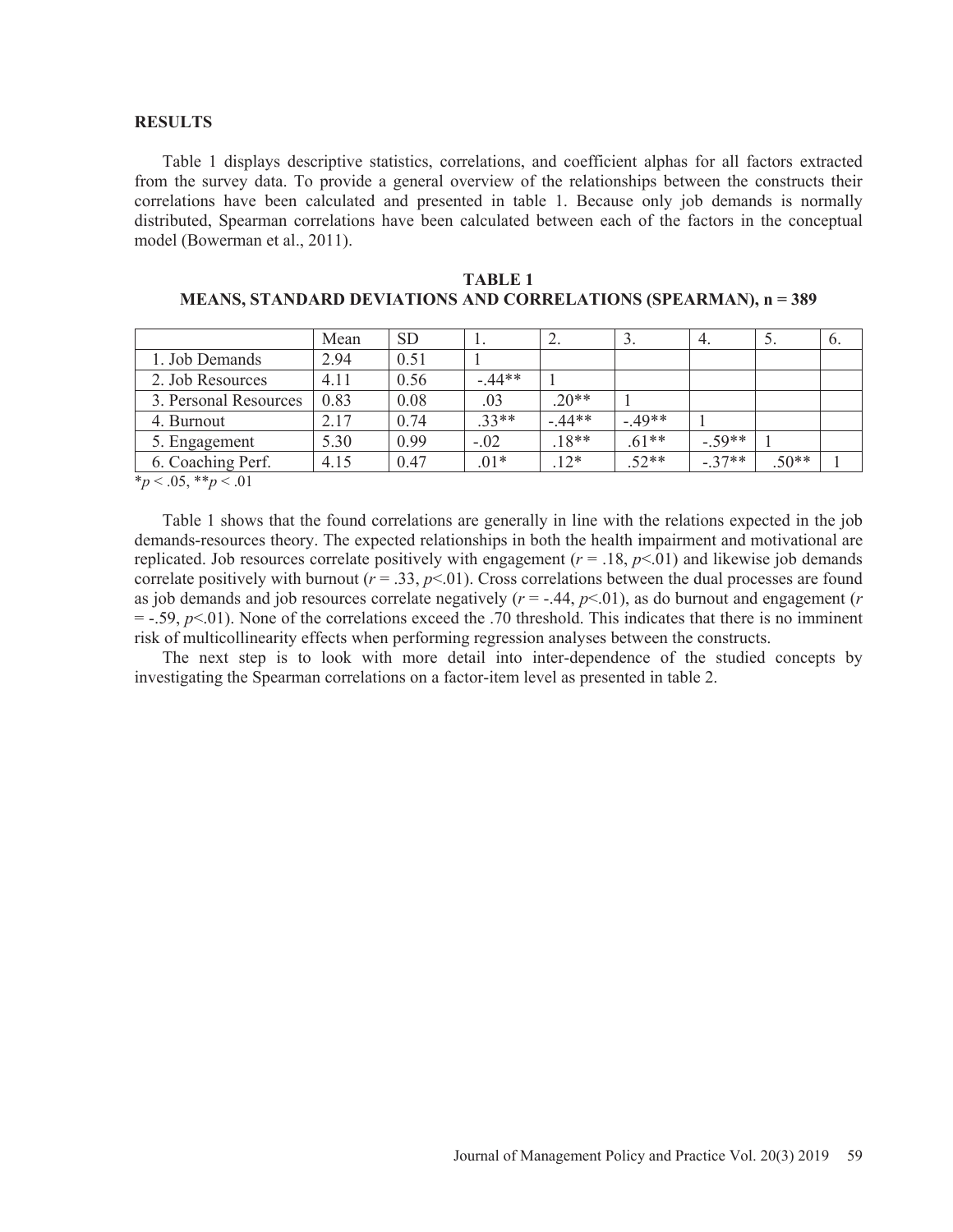## RESULTS

Table 1 displays descriptive statistics, correlations, and coefficient alphas for all factors extracted from the survey data. To provide a general overview of the relationships between the constructs their correlations have been calculated and presented in table 1. Because only job demands is normally distributed, Spearman correlations have been calculated between each of the factors in the conceptual model (Bowerman et al., 2011).

**TABLE 1**
**MEANS, STANDARD DEVIATIONS AND CORRELATIONS (SPEARMAN), n = 389**

| | Mean | SD | 1. | 2. | 3. | 4. | 5. | 6. |
|---|---|---|---|---|---|---|---|---|
| 1. Job Demands | 2.94 | 0.51 | 1 | | | | | |
| 2. Job Resources | 4.11 | 0.56 | -.44** | 1 | | | | |
| 3. Personal Resources | 0.83 | 0.08 | .03 | .20** | 1 | | | |
| 4. Burnout | 2.17 | 0.74 | .33** | -.44** | -.49** | 1 | | |
| 5. Engagement | 5.30 | 0.99 | -.02 | .18** | .61** | -.59** | 1 | |
| 6. Coaching Perf. | 4.15 | 0.47 | .01* | .12* | .52** | -.37** | .50** | 1 |

*$p < .05$, **$p < .01$

Table 1 shows that the found correlations are generally in line with the relations expected in the job demands-resources theory. The expected relationships in both the health impairment and motivational are replicated. Job resources correlate positively with engagement ($r = .18$, $p<.01$) and likewise job demands correlate positively with burnout ($r = .33$, $p<.01$). Cross correlations between the dual processes are found as job demands and job resources correlate negatively ($r = -.44$, $p<.01$), as do burnout and engagement ($r = -.59$, $p<.01$). None of the correlations exceed the .70 threshold. This indicates that there is no imminent risk of multicollinearity effects when performing regression analyses between the constructs.

The next step is to look with more detail into inter-dependence of the studied concepts by investigating the Spearman correlations on a factor-item level as presented in table 2.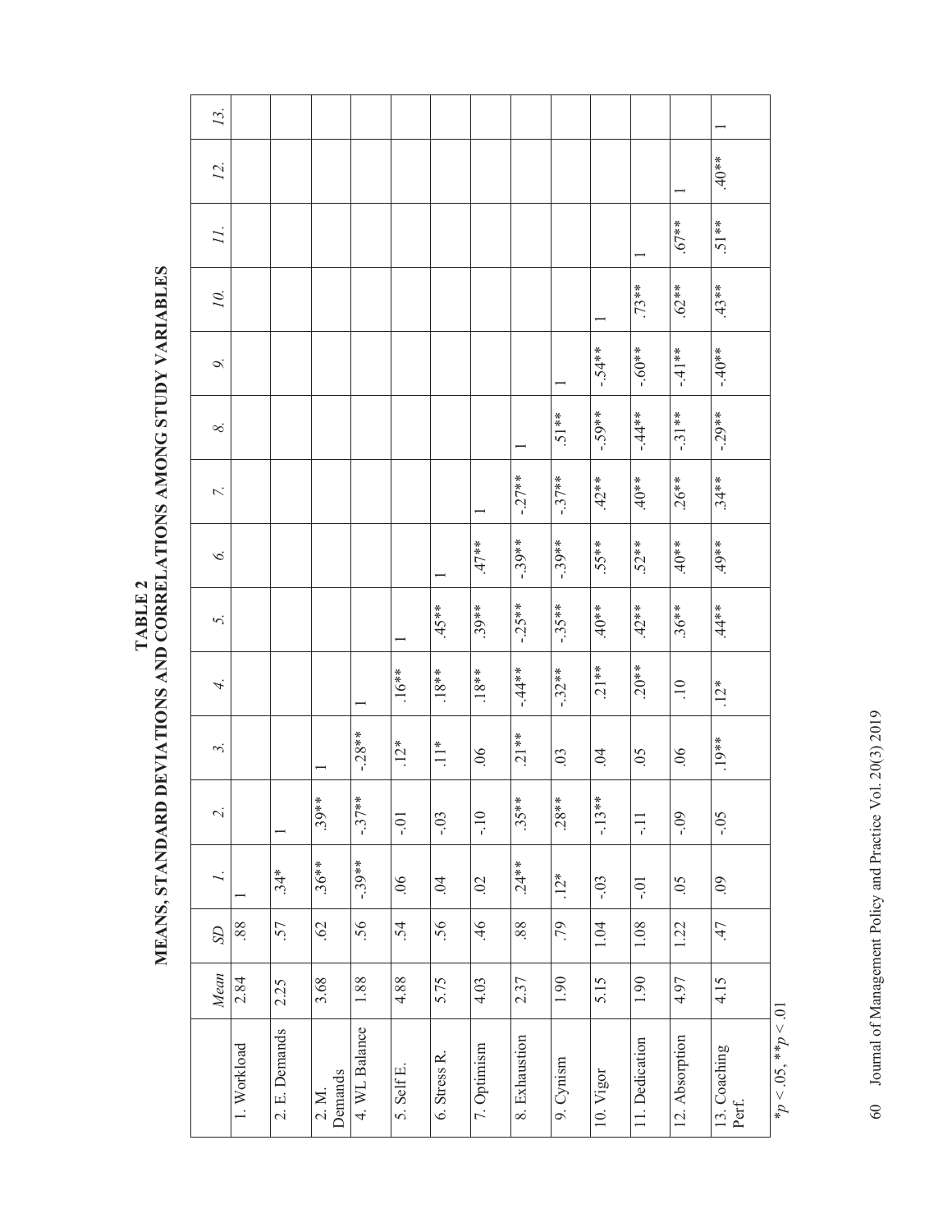**TABLE 2**
**MEANS, STANDARD DEVIATIONS AND CORRELATIONS AMONG STUDY VARIABLES**

| | *Mean* | *SD* | *1.* | *2.* | *3.* | *4.* | *5.* | *6.* | *7.* | *8.* | *9.* | *10.* | *11.* | *12.* | *13.* |
|---|---|---|---|---|---|---|---|---|---|---|---|---|---|---|---|
| 1. Workload | 2.84 | .88 | 1 | | | | | | | | | | | | |
| 2. E. Demands | 2.25 | .57 | .34* | 1 | | | | | | | | | | | |
| 2. M. Demands | 3.68 | .62 | .36** | .39** | 1 | | | | | | | | | | |
| 4. WL Balance | 1.88 | .56 | -.39** | -.37** | -.28** | 1 | | | | | | | | | |
| 5. Self E. | 4.88 | .54 | .06 | -.01 | .12* | .16** | 1 | | | | | | | | |
| 6. Stress R. | 5.75 | .56 | .04 | -.03 | .11* | .18** | .45** | 1 | | | | | | | |
| 7. Optimism | 4.03 | .46 | .02 | -.10 | .06 | .18** | .39** | .47** | 1 | | | | | | |
| 8. Exhaustion | 2.37 | .88 | .24** | .35** | .21** | -.44** | -.25** | -.39** | -.27** | 1 | | | | | |
| 9. Cynism | 1.90 | .79 | .12* | .28** | .03 | -.32** | -.35** | -.39** | -.37** | .51** | 1 | | | | |
| 10. Vigor | 5.15 | 1.04 | -.03 | -.13** | .04 | .21** | .40** | .55** | .42** | -.59** | -.54** | 1 | | | |
| 11. Dedication | 1.90 | 1.08 | -.01 | -.11 | .05 | .20** | .42** | .52** | .40** | -.44** | -.60** | .73** | 1 | | |
| 12. Absorption | 4.97 | 1.22 | .05 | -.09 | .06 | .10 | .36** | .40** | .26** | -.31** | -.41** | .62** | .67** | 1 | |
| 13. Coaching Perf. | 4.15 | .47 | .09 | -.05 | .19** | .12* | .44** | .49** | .34** | -.29** | -.40** | .43** | .51** | .40** | 1 |

$^*p < .05$, $^{**}p < .01$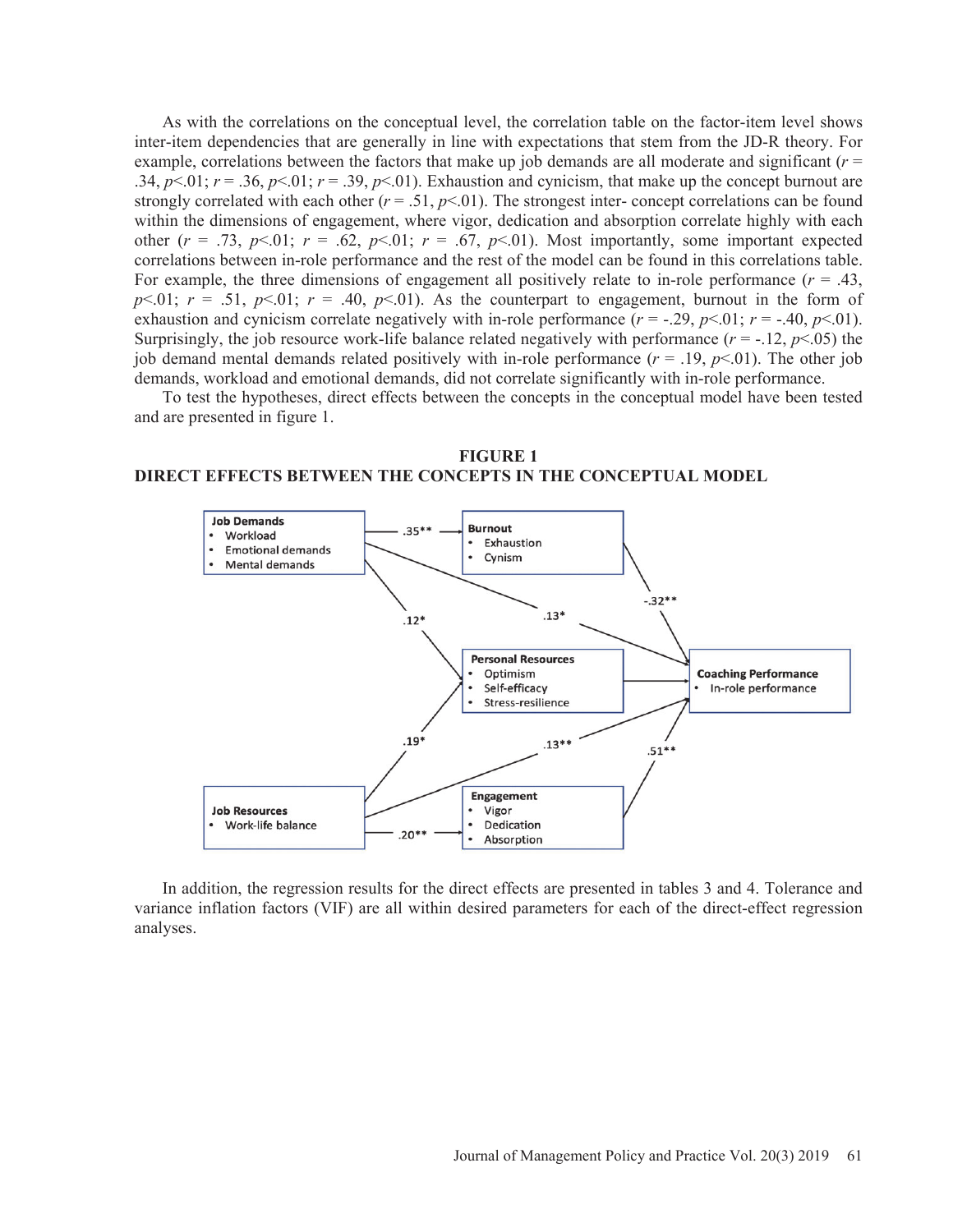As with the correlations on the conceptual level, the correlation table on the factor-item level shows inter-item dependencies that are generally in line with expectations that stem from the JD-R theory. For example, correlations between the factors that make up job demands are all moderate and significant ($r$ = .34, $p$<.01; $r$ = .36, $p$<.01; $r$ = .39, $p$<.01). Exhaustion and cynicism, that make up the concept burnout are strongly correlated with each other ($r$ = .51, $p$<.01). The strongest inter- concept correlations can be found within the dimensions of engagement, where vigor, dedication and absorption correlate highly with each other ($r$ = .73, $p$<.01; $r$ = .62, $p$<.01; $r$ = .67, $p$<.01). Most importantly, some important expected correlations between in-role performance and the rest of the model can be found in this correlations table. For example, the three dimensions of engagement all positively relate to in-role performance ($r$ = .43, $p$<.01; $r$ = .51, $p$<.01; $r$ = .40, $p$<.01). As the counterpart to engagement, burnout in the form of exhaustion and cynicism correlate negatively with in-role performance ($r$ = -.29, $p$<.01; $r$ = -.40, $p$<.01). Surprisingly, the job resource work-life balance related negatively with performance ($r$ = -.12, $p$<.05) the job demand mental demands related positively with in-role performance ($r$ = .19, $p$<.01). The other job demands, workload and emotional demands, did not correlate significantly with in-role performance.

To test the hypotheses, direct effects between the concepts in the conceptual model have been tested and are presented in figure 1.

**FIGURE 1**
**DIRECT EFFECTS BETWEEN THE CONCEPTS IN THE CONCEPTUAL MODEL**

In addition, the regression results for the direct effects are presented in tables 3 and 4. Tolerance and variance inflation factors (VIF) are all within desired parameters for each of the direct-effect regression analyses.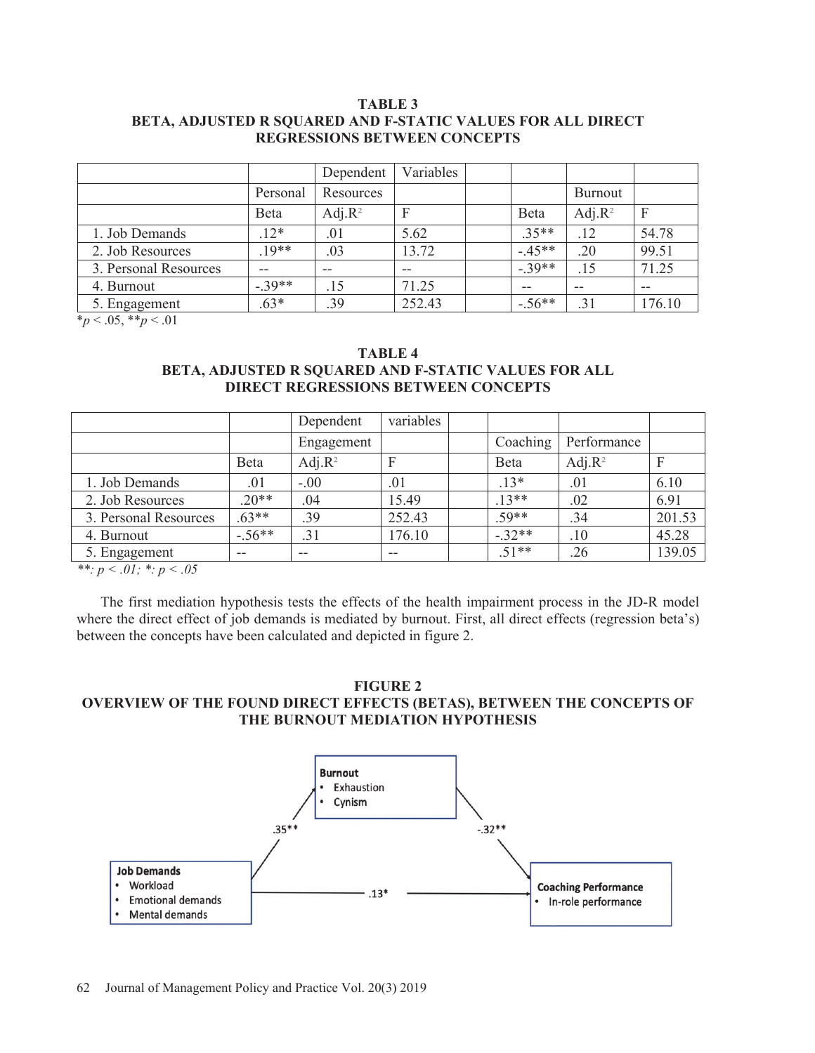**TABLE 3**
**BETA, ADJUSTED R SQUARED AND F-STATIC VALUES FOR ALL DIRECT REGRESSIONS BETWEEN CONCEPTS**

| | | Dependent | Variables | | | | |
|---|---|---|---|---|---|---|---|
| | Personal | Resources | | | | Burnout | |
| | Beta | Adj.$R^2$ | F | | Beta | Adj.$R^2$ | F |
| 1. Job Demands | .12* | .01 | 5.62 | | .35** | .12 | 54.78 |
| 2. Job Resources | .19** | .03 | 13.72 | | -.45** | .20 | 99.51 |
| 3. Personal Resources | -- | -- | -- | | -.39** | .15 | 71.25 |
| 4. Burnout | -.39** | .15 | 71.25 | | -- | -- | -- |
| 5. Engagement | .63* | .39 | 252.43 | | -.56** | .31 | 176.10 |

*$p < .05$, **$p < .01$

**TABLE 4**
**BETA, ADJUSTED R SQUARED AND F-STATIC VALUES FOR ALL DIRECT REGRESSIONS BETWEEN CONCEPTS**

| | | Dependent | variables | | | | |
|---|---|---|---|---|---|---|---|
| | | Engagement | | | Coaching | Performance | |
| | Beta | Adj.$R^2$ | F | | Beta | Adj.$R^2$ | F |
| 1. Job Demands | .01 | -.00 | .01 | | .13* | .01 | 6.10 |
| 2. Job Resources | .20** | .04 | 15.49 | | .13** | .02 | 6.91 |
| 3. Personal Resources | .63** | .39 | 252.43 | | .59** | .34 | 201.53 |
| 4. Burnout | -.56** | .31 | 176.10 | | -.32** | .10 | 45.28 |
| 5. Engagement | -- | -- | -- | | .51** | .26 | 139.05 |

*\*\*: $p < .01$; \*: $p < .05$*

The first mediation hypothesis tests the effects of the health impairment process in the JD-R model where the direct effect of job demands is mediated by burnout. First, all direct effects (regression beta's) between the concepts have been calculated and depicted in figure 2.

**FIGURE 2**
**OVERVIEW OF THE FOUND DIRECT EFFECTS (BETAS), BETWEEN THE CONCEPTS OF THE BURNOUT MEDIATION HYPOTHESIS**

**Burnout**
- Exhaustion
- Cynism

**Job Demands**
- Workload
- Emotional demands
- Mental demands

**Coaching Performance**
- In-role performance

Job Demands → Burnout: .35**
Burnout → Coaching Performance: -.32**
Job Demands → Coaching Performance: .13*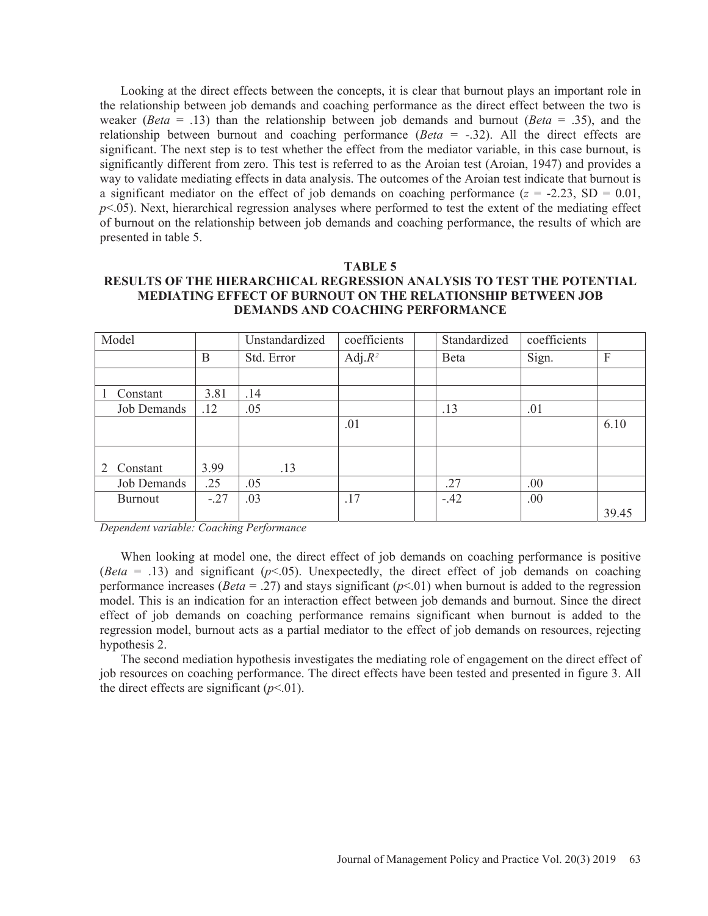Looking at the direct effects between the concepts, it is clear that burnout plays an important role in the relationship between job demands and coaching performance as the direct effect between the two is weaker (*Beta* = .13) than the relationship between job demands and burnout (*Beta* = .35), and the relationship between burnout and coaching performance (*Beta* = -.32). All the direct effects are significant. The next step is to test whether the effect from the mediator variable, in this case burnout, is significantly different from zero. This test is referred to as the Aroian test (Aroian, 1947) and provides a way to validate mediating effects in data analysis. The outcomes of the Aroian test indicate that burnout is a significant mediator on the effect of job demands on coaching performance ($z$ = -2.23, SD = 0.01, $p<.05$). Next, hierarchical regression analyses where performed to test the extent of the mediating effect of burnout on the relationship between job demands and coaching performance, the results of which are presented in table 5.

**TABLE 5**
**RESULTS OF THE HIERARCHICAL REGRESSION ANALYSIS TO TEST THE POTENTIAL MEDIATING EFFECT OF BURNOUT ON THE RELATIONSHIP BETWEEN JOB DEMANDS AND COACHING PERFORMANCE**

| Model | | Unstandardized | coefficients | | Standardized | coefficients | |
|---|---|---|---|---|---|---|---|
| | B | Std. Error | Adj. $R^2$ | | Beta | Sign. | F |
| | | | | | | | |
| 1 Constant | 3.81 | .14 | | | | | |
| Job Demands | .12 | .05 | | | .13 | .01 | |
| | | | .01 | | | | 6.10 |
| 2 Constant | 3.99 | .13 | | | | | |
| Job Demands | .25 | .05 | | | .27 | .00 | |
| Burnout | -.27 | .03 | .17 | | -.42 | .00 | 39.45 |

*Dependent variable: Coaching Performance*

When looking at model one, the direct effect of job demands on coaching performance is positive (*Beta* = .13) and significant ($p<.05$). Unexpectedly, the direct effect of job demands on coaching performance increases (*Beta* = .27) and stays significant ($p<.01$) when burnout is added to the regression model. This is an indication for an interaction effect between job demands and burnout. Since the direct effect of job demands on coaching performance remains significant when burnout is added to the regression model, burnout acts as a partial mediator to the effect of job demands on resources, rejecting hypothesis 2.

The second mediation hypothesis investigates the mediating role of engagement on the direct effect of job resources on coaching performance. The direct effects have been tested and presented in figure 3. All the direct effects are significant ($p<.01$).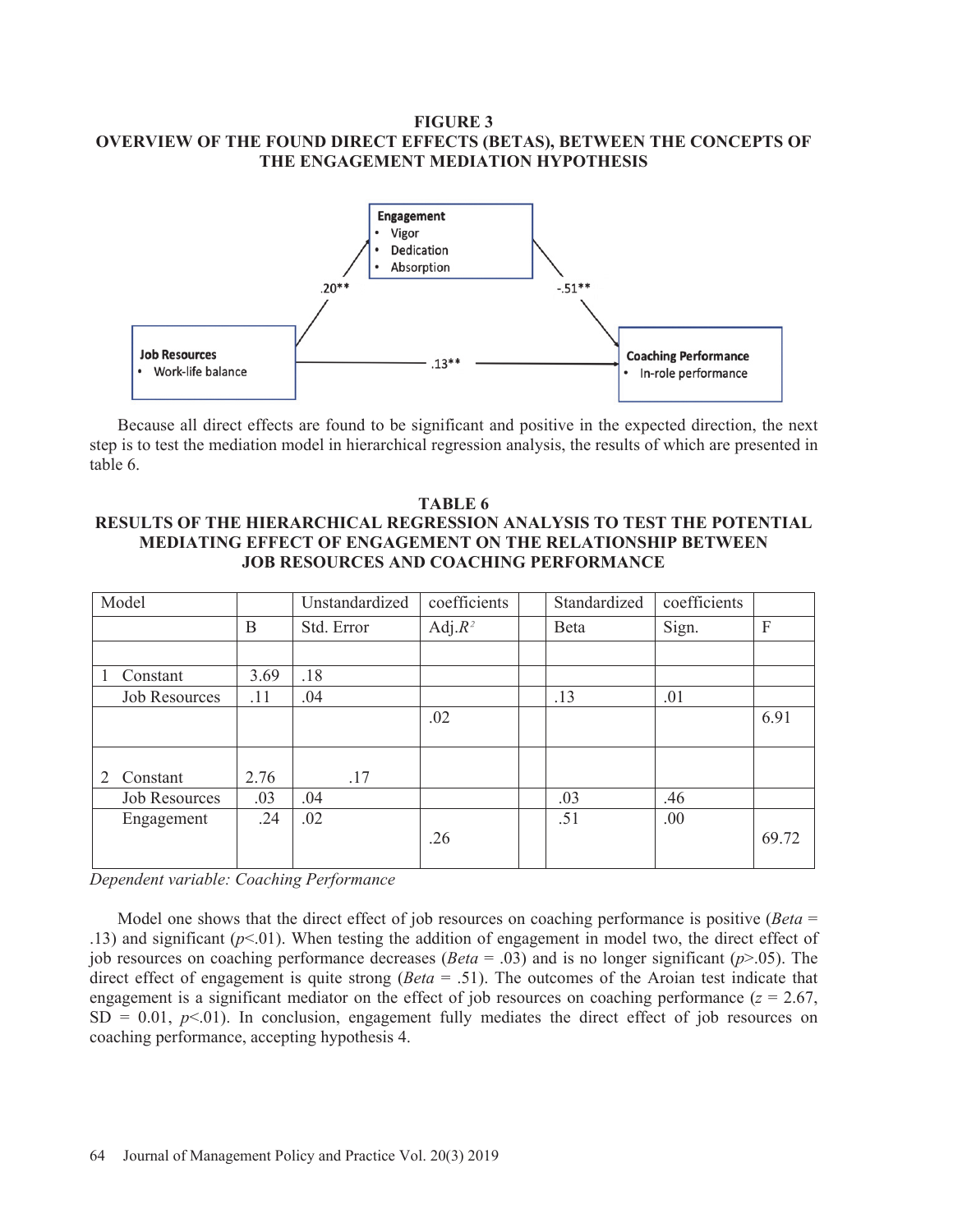**FIGURE 3**
**OVERVIEW OF THE FOUND DIRECT EFFECTS (BETAS), BETWEEN THE CONCEPTS OF THE ENGAGEMENT MEDIATION HYPOTHESIS**

**Engagement**
- Vigor
- Dedication
- Absorption

**Job Resources**
- Work-life balance

**Coaching Performance**
- In-role performance

Job Resources → Engagement: .20**
Engagement → Coaching Performance: -.51**
Job Resources → Coaching Performance: .13**

Because all direct effects are found to be significant and positive in the expected direction, the next step is to test the mediation model in hierarchical regression analysis, the results of which are presented in table 6.

**TABLE 6**
**RESULTS OF THE HIERARCHICAL REGRESSION ANALYSIS TO TEST THE POTENTIAL MEDIATING EFFECT OF ENGAGEMENT ON THE RELATIONSHIP BETWEEN JOB RESOURCES AND COACHING PERFORMANCE**

| Model | | Unstandardized | coefficients | | Standardized | coefficients | |
|---|---|---|---|---|---|---|---|
| | B | Std. Error | Adj.$R^2$ | | Beta | Sign. | F |
| | | | | | | | |
| 1 Constant | 3.69 | .18 | | | | | |
| Job Resources | .11 | .04 | | | .13 | .01 | |
| | | | .02 | | | | 6.91 |
| 2 Constant | 2.76 | .17 | | | | | |
| Job Resources | .03 | .04 | | | .03 | .46 | |
| Engagement | .24 | .02 | .26 | | .51 | .00 | 69.72 |

*Dependent variable: Coaching Performance*

Model one shows that the direct effect of job resources on coaching performance is positive (*Beta* = .13) and significant ($p$<.01). When testing the addition of engagement in model two, the direct effect of job resources on coaching performance decreases (*Beta* = .03) and is no longer significant ($p$>.05). The direct effect of engagement is quite strong (*Beta* = .51). The outcomes of the Aroian test indicate that engagement is a significant mediator on the effect of job resources on coaching performance ($z$ = 2.67, SD = 0.01, $p$<.01). In conclusion, engagement fully mediates the direct effect of job resources on coaching performance, accepting hypothesis 4.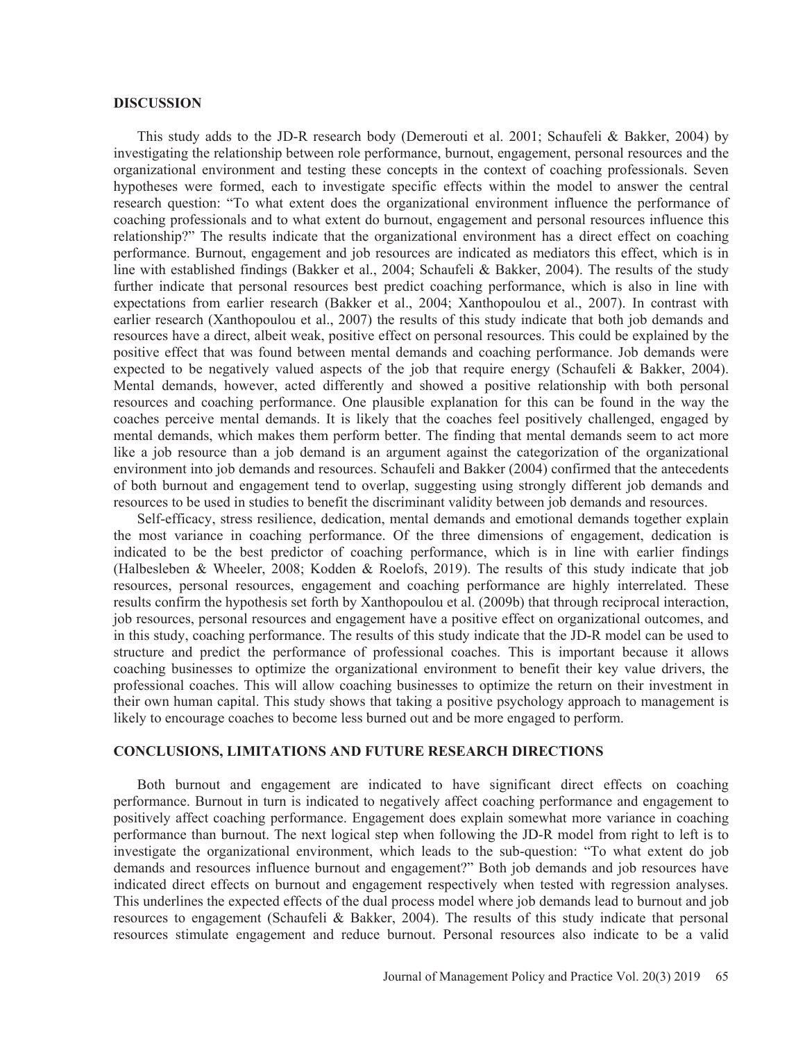## DISCUSSION

This study adds to the JD-R research body (Demerouti et al. 2001; Schaufeli & Bakker, 2004) by investigating the relationship between role performance, burnout, engagement, personal resources and the organizational environment and testing these concepts in the context of coaching professionals. Seven hypotheses were formed, each to investigate specific effects within the model to answer the central research question: "To what extent does the organizational environment influence the performance of coaching professionals and to what extent do burnout, engagement and personal resources influence this relationship?" The results indicate that the organizational environment has a direct effect on coaching performance. Burnout, engagement and job resources are indicated as mediators this effect, which is in line with established findings (Bakker et al., 2004; Schaufeli & Bakker, 2004). The results of the study further indicate that personal resources best predict coaching performance, which is also in line with expectations from earlier research (Bakker et al., 2004; Xanthopoulou et al., 2007). In contrast with earlier research (Xanthopoulou et al., 2007) the results of this study indicate that both job demands and resources have a direct, albeit weak, positive effect on personal resources. This could be explained by the positive effect that was found between mental demands and coaching performance. Job demands were expected to be negatively valued aspects of the job that require energy (Schaufeli & Bakker, 2004). Mental demands, however, acted differently and showed a positive relationship with both personal resources and coaching performance. One plausible explanation for this can be found in the way the coaches perceive mental demands. It is likely that the coaches feel positively challenged, engaged by mental demands, which makes them perform better. The finding that mental demands seem to act more like a job resource than a job demand is an argument against the categorization of the organizational environment into job demands and resources. Schaufeli and Bakker (2004) confirmed that the antecedents of both burnout and engagement tend to overlap, suggesting using strongly different job demands and resources to be used in studies to benefit the discriminant validity between job demands and resources.

Self-efficacy, stress resilience, dedication, mental demands and emotional demands together explain the most variance in coaching performance. Of the three dimensions of engagement, dedication is indicated to be the best predictor of coaching performance, which is in line with earlier findings (Halbesleben & Wheeler, 2008; Kodden & Roelofs, 2019). The results of this study indicate that job resources, personal resources, engagement and coaching performance are highly interrelated. These results confirm the hypothesis set forth by Xanthopoulou et al. (2009b) that through reciprocal interaction, job resources, personal resources and engagement have a positive effect on organizational outcomes, and in this study, coaching performance. The results of this study indicate that the JD-R model can be used to structure and predict the performance of professional coaches. This is important because it allows coaching businesses to optimize the organizational environment to benefit their key value drivers, the professional coaches. This will allow coaching businesses to optimize the return on their investment in their own human capital. This study shows that taking a positive psychology approach to management is likely to encourage coaches to become less burned out and be more engaged to perform.

## CONCLUSIONS, LIMITATIONS AND FUTURE RESEARCH DIRECTIONS

Both burnout and engagement are indicated to have significant direct effects on coaching performance. Burnout in turn is indicated to negatively affect coaching performance and engagement to positively affect coaching performance. Engagement does explain somewhat more variance in coaching performance than burnout. The next logical step when following the JD-R model from right to left is to investigate the organizational environment, which leads to the sub-question: "To what extent do job demands and resources influence burnout and engagement?" Both job demands and job resources have indicated direct effects on burnout and engagement respectively when tested with regression analyses. This underlines the expected effects of the dual process model where job demands lead to burnout and job resources to engagement (Schaufeli & Bakker, 2004). The results of this study indicate that personal resources stimulate engagement and reduce burnout. Personal resources also indicate to be a valid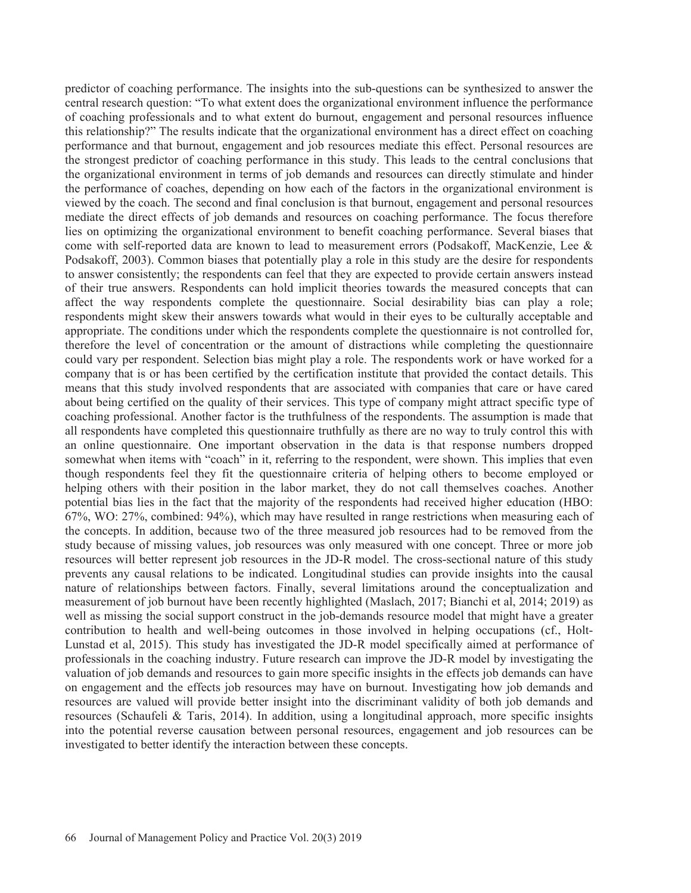predictor of coaching performance. The insights into the sub-questions can be synthesized to answer the central research question: "To what extent does the organizational environment influence the performance of coaching professionals and to what extent do burnout, engagement and personal resources influence this relationship?" The results indicate that the organizational environment has a direct effect on coaching performance and that burnout, engagement and job resources mediate this effect. Personal resources are the strongest predictor of coaching performance in this study. This leads to the central conclusions that the organizational environment in terms of job demands and resources can directly stimulate and hinder the performance of coaches, depending on how each of the factors in the organizational environment is viewed by the coach. The second and final conclusion is that burnout, engagement and personal resources mediate the direct effects of job demands and resources on coaching performance. The focus therefore lies on optimizing the organizational environment to benefit coaching performance. Several biases that come with self-reported data are known to lead to measurement errors (Podsakoff, MacKenzie, Lee & Podsakoff, 2003). Common biases that potentially play a role in this study are the desire for respondents to answer consistently; the respondents can feel that they are expected to provide certain answers instead of their true answers. Respondents can hold implicit theories towards the measured concepts that can affect the way respondents complete the questionnaire. Social desirability bias can play a role; respondents might skew their answers towards what would in their eyes to be culturally acceptable and appropriate. The conditions under which the respondents complete the questionnaire is not controlled for, therefore the level of concentration or the amount of distractions while completing the questionnaire could vary per respondent. Selection bias might play a role. The respondents work or have worked for a company that is or has been certified by the certification institute that provided the contact details. This means that this study involved respondents that are associated with companies that care or have cared about being certified on the quality of their services. This type of company might attract specific type of coaching professional. Another factor is the truthfulness of the respondents. The assumption is made that all respondents have completed this questionnaire truthfully as there are no way to truly control this with an online questionnaire. One important observation in the data is that response numbers dropped somewhat when items with "coach" in it, referring to the respondent, were shown. This implies that even though respondents feel they fit the questionnaire criteria of helping others to become employed or helping others with their position in the labor market, they do not call themselves coaches. Another potential bias lies in the fact that the majority of the respondents had received higher education (HBO: 67%, WO: 27%, combined: 94%), which may have resulted in range restrictions when measuring each of the concepts. In addition, because two of the three measured job resources had to be removed from the study because of missing values, job resources was only measured with one concept. Three or more job resources will better represent job resources in the JD-R model. The cross-sectional nature of this study prevents any causal relations to be indicated. Longitudinal studies can provide insights into the causal nature of relationships between factors. Finally, several limitations around the conceptualization and measurement of job burnout have been recently highlighted (Maslach, 2017; Bianchi et al, 2014; 2019) as well as missing the social support construct in the job-demands resource model that might have a greater contribution to health and well-being outcomes in those involved in helping occupations (cf., Holt-Lunstad et al, 2015). This study has investigated the JD-R model specifically aimed at performance of professionals in the coaching industry. Future research can improve the JD-R model by investigating the valuation of job demands and resources to gain more specific insights in the effects job demands can have on engagement and the effects job resources may have on burnout. Investigating how job demands and resources are valued will provide better insight into the discriminant validity of both job demands and resources (Schaufeli & Taris, 2014). In addition, using a longitudinal approach, more specific insights into the potential reverse causation between personal resources, engagement and job resources can be investigated to better identify the interaction between these concepts.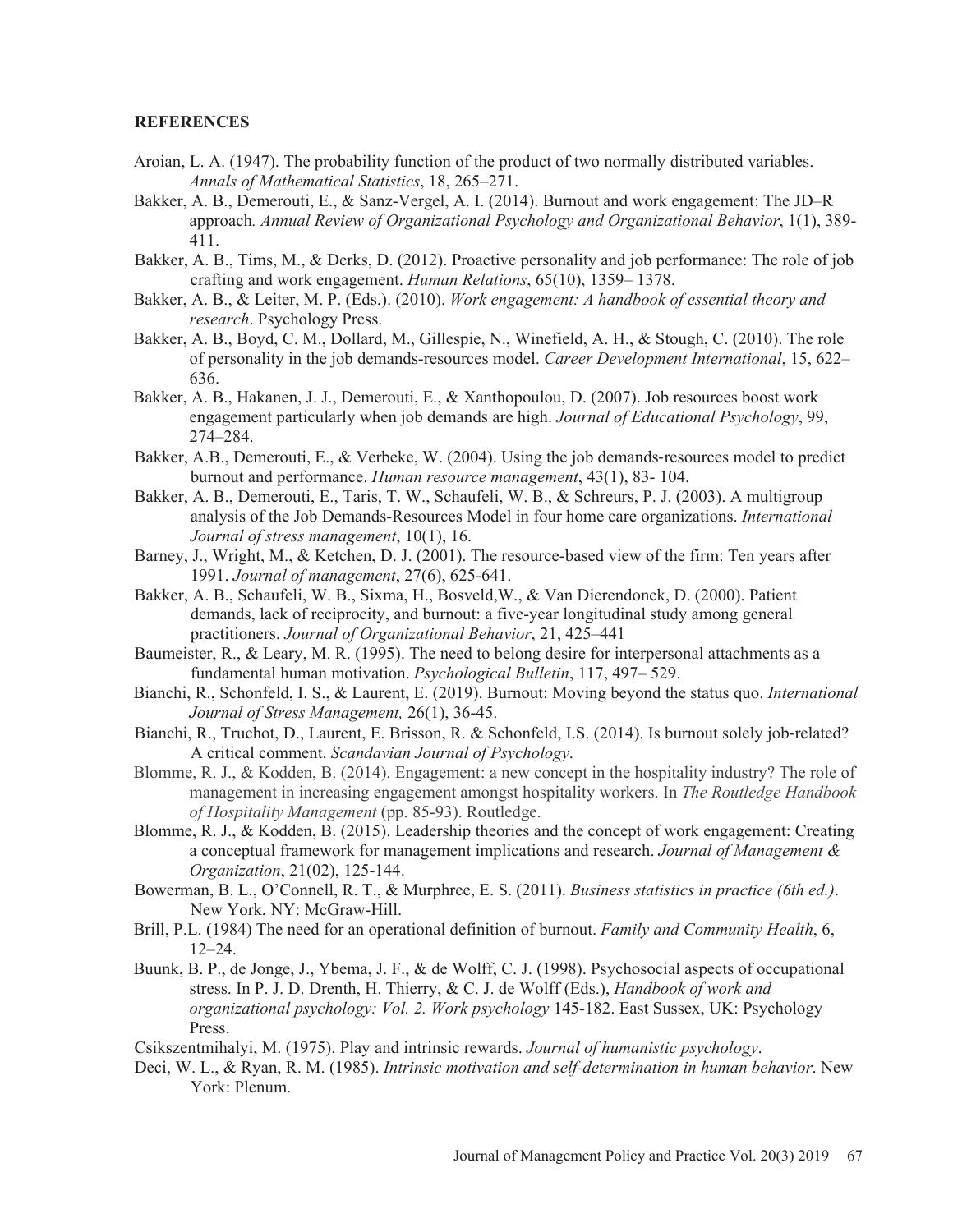## REFERENCES

Aroian, L. A. (1947). The probability function of the product of two normally distributed variables. *Annals of Mathematical Statistics*, 18, 265–271.

Bakker, A. B., Demerouti, E., & Sanz-Vergel, A. I. (2014). Burnout and work engagement: The JD–R approach*. Annual Review of Organizational Psychology and Organizational Behavior*, 1(1), 389-411.

Bakker, A. B., Tims, M., & Derks, D. (2012). Proactive personality and job performance: The role of job crafting and work engagement. *Human Relations*, 65(10), 1359– 1378.

Bakker, A. B., & Leiter, M. P. (Eds.). (2010). *Work engagement: A handbook of essential theory and research*. Psychology Press.

Bakker, A. B., Boyd, C. M., Dollard, M., Gillespie, N., Winefield, A. H., & Stough, C. (2010). The role of personality in the job demands-resources model. *Career Development International*, 15, 622–636.

Bakker, A. B., Hakanen, J. J., Demerouti, E., & Xanthopoulou, D. (2007). Job resources boost work engagement particularly when job demands are high. *Journal of Educational Psychology*, 99, 274–284.

Bakker, A.B., Demerouti, E., & Verbeke, W. (2004). Using the job demands-resources model to predict burnout and performance. *Human resource management*, 43(1), 83- 104.

Bakker, A. B., Demerouti, E., Taris, T. W., Schaufeli, W. B., & Schreurs, P. J. (2003). A multigroup analysis of the Job Demands-Resources Model in four home care organizations. *International Journal of stress management*, 10(1), 16.

Barney, J., Wright, M., & Ketchen, D. J. (2001). The resource-based view of the firm: Ten years after 1991. *Journal of management*, 27(6), 625-641.

Bakker, A. B., Schaufeli, W. B., Sixma, H., Bosveld,W., & Van Dierendonck, D. (2000). Patient demands, lack of reciprocity, and burnout: a five-year longitudinal study among general practitioners. *Journal of Organizational Behavior*, 21, 425–441

Baumeister, R., & Leary, M. R. (1995). The need to belong desire for interpersonal attachments as a fundamental human motivation. *Psychological Bulletin*, 117, 497– 529.

Bianchi, R., Schonfeld, I. S., & Laurent, E. (2019). Burnout: Moving beyond the status quo. *International Journal of Stress Management,* 26(1), 36-45.

Bianchi, R., Truchot, D., Laurent, E. Brisson, R. & Schonfeld, I.S. (2014). Is burnout solely job-related? A critical comment. *Scandavian Journal of Psychology*.

Blomme, R. J., & Kodden, B. (2014). Engagement: a new concept in the hospitality industry? The role of management in increasing engagement amongst hospitality workers. In *The Routledge Handbook of Hospitality Management* (pp. 85-93). Routledge.

Blomme, R. J., & Kodden, B. (2015). Leadership theories and the concept of work engagement: Creating a conceptual framework for management implications and research. *Journal of Management & Organization*, 21(02), 125-144.

Bowerman, B. L., O'Connell, R. T., & Murphree, E. S. (2011). *Business statistics in practice (6th ed.)*. New York, NY: McGraw-Hill.

Brill, P.L. (1984) The need for an operational definition of burnout. *Family and Community Health*, 6, 12–24.

Buunk, B. P., de Jonge, J., Ybema, J. F., & de Wolff, C. J. (1998). Psychosocial aspects of occupational stress. In P. J. D. Drenth, H. Thierry, & C. J. de Wolff (Eds.), *Handbook of work and organizational psychology: Vol. 2. Work psychology* 145-182. East Sussex, UK: Psychology Press.

Csikszentmihalyi, M. (1975). Play and intrinsic rewards. *Journal of humanistic psychology*.

Deci, W. L., & Ryan, R. M. (1985). *Intrinsic motivation and self-determination in human behavior*. New York: Plenum.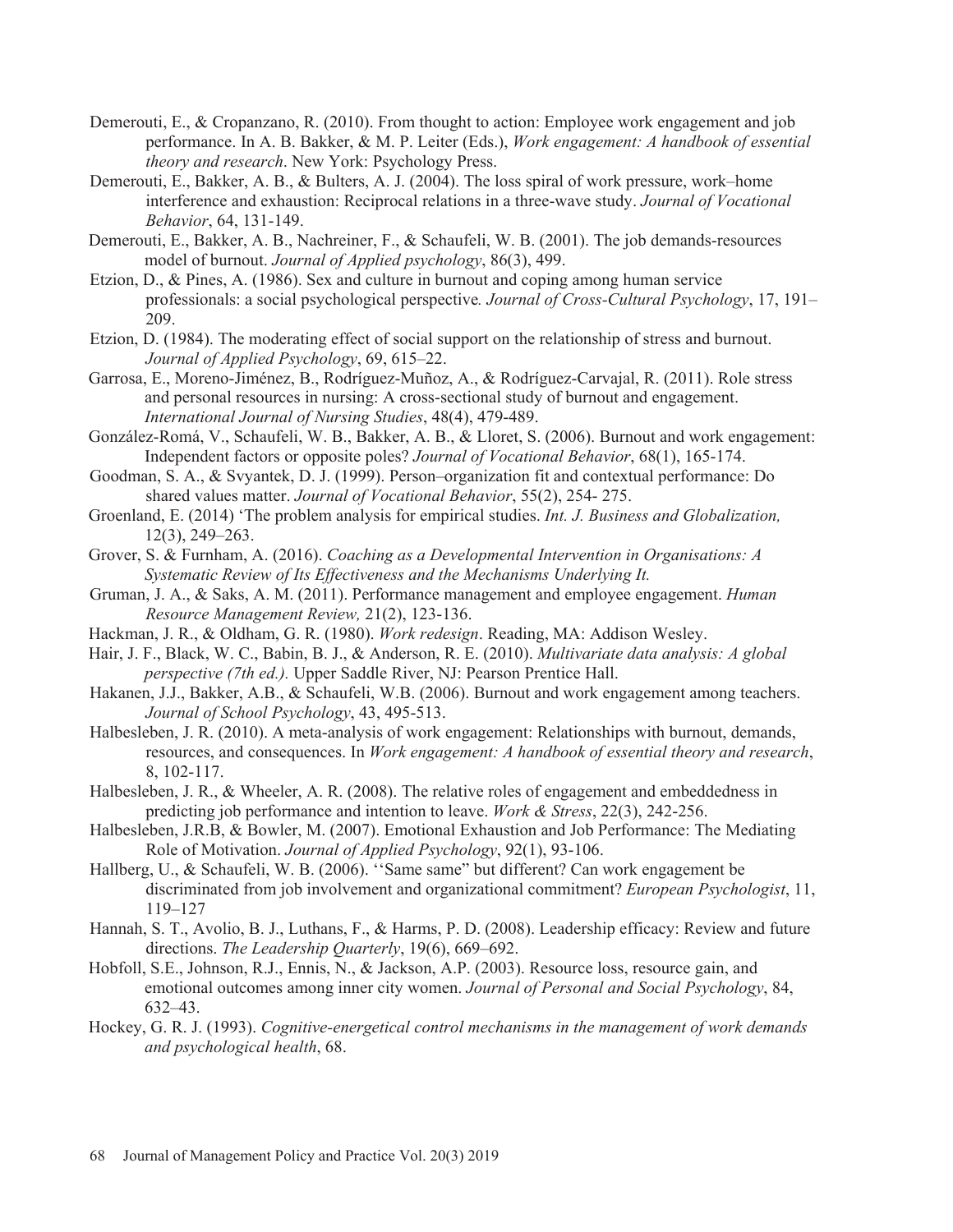Demerouti, E., & Cropanzano, R. (2010). From thought to action: Employee work engagement and job performance. In A. B. Bakker, & M. P. Leiter (Eds.), *Work engagement: A handbook of essential theory and research*. New York: Psychology Press.

Demerouti, E., Bakker, A. B., & Bulters, A. J. (2004). The loss spiral of work pressure, work–home interference and exhaustion: Reciprocal relations in a three-wave study. *Journal of Vocational Behavior*, 64, 131-149.

Demerouti, E., Bakker, A. B., Nachreiner, F., & Schaufeli, W. B. (2001). The job demands-resources model of burnout. *Journal of Applied psychology*, 86(3), 499.

Etzion, D., & Pines, A. (1986). Sex and culture in burnout and coping among human service professionals: a social psychological perspective*. Journal of Cross-Cultural Psychology*, 17, 191–209.

Etzion, D. (1984). The moderating effect of social support on the relationship of stress and burnout. *Journal of Applied Psychology*, 69, 615–22.

Garrosa, E., Moreno-Jiménez, B., Rodríguez-Muñoz, A., & Rodríguez-Carvajal, R. (2011). Role stress and personal resources in nursing: A cross-sectional study of burnout and engagement. *International Journal of Nursing Studies*, 48(4), 479-489.

González-Romá, V., Schaufeli, W. B., Bakker, A. B., & Lloret, S. (2006). Burnout and work engagement: Independent factors or opposite poles? *Journal of Vocational Behavior*, 68(1), 165-174.

Goodman, S. A., & Svyantek, D. J. (1999). Person–organization fit and contextual performance: Do shared values matter. *Journal of Vocational Behavior*, 55(2), 254- 275.

Groenland, E. (2014) 'The problem analysis for empirical studies. *Int. J. Business and Globalization,* 12(3), 249–263.

Grover, S. & Furnham, A. (2016). *Coaching as a Developmental Intervention in Organisations: A Systematic Review of Its Effectiveness and the Mechanisms Underlying It.*

Gruman, J. A., & Saks, A. M. (2011). Performance management and employee engagement. *Human Resource Management Review,* 21(2), 123-136.

Hackman, J. R., & Oldham, G. R. (1980). *Work redesign*. Reading, MA: Addison Wesley.

Hair, J. F., Black, W. C., Babin, B. J., & Anderson, R. E. (2010). *Multivariate data analysis: A global perspective (7th ed.).* Upper Saddle River, NJ: Pearson Prentice Hall.

Hakanen, J.J., Bakker, A.B., & Schaufeli, W.B. (2006). Burnout and work engagement among teachers. *Journal of School Psychology*, 43, 495-513.

Halbesleben, J. R. (2010). A meta-analysis of work engagement: Relationships with burnout, demands, resources, and consequences. In *Work engagement: A handbook of essential theory and research*, 8, 102-117.

Halbesleben, J. R., & Wheeler, A. R. (2008). The relative roles of engagement and embeddedness in predicting job performance and intention to leave. *Work & Stress*, 22(3), 242-256.

Halbesleben, J.R.B, & Bowler, M. (2007). Emotional Exhaustion and Job Performance: The Mediating Role of Motivation. *Journal of Applied Psychology*, 92(1), 93-106.

Hallberg, U., & Schaufeli, W. B. (2006). ''Same same" but different? Can work engagement be discriminated from job involvement and organizational commitment? *European Psychologist*, 11, 119–127

Hannah, S. T., Avolio, B. J., Luthans, F., & Harms, P. D. (2008). Leadership efficacy: Review and future directions. *The Leadership Quarterly*, 19(6), 669–692.

Hobfoll, S.E., Johnson, R.J., Ennis, N., & Jackson, A.P. (2003). Resource loss, resource gain, and emotional outcomes among inner city women. *Journal of Personal and Social Psychology*, 84, 632–43.

Hockey, G. R. J. (1993). *Cognitive-energetical control mechanisms in the management of work demands and psychological health*, 68.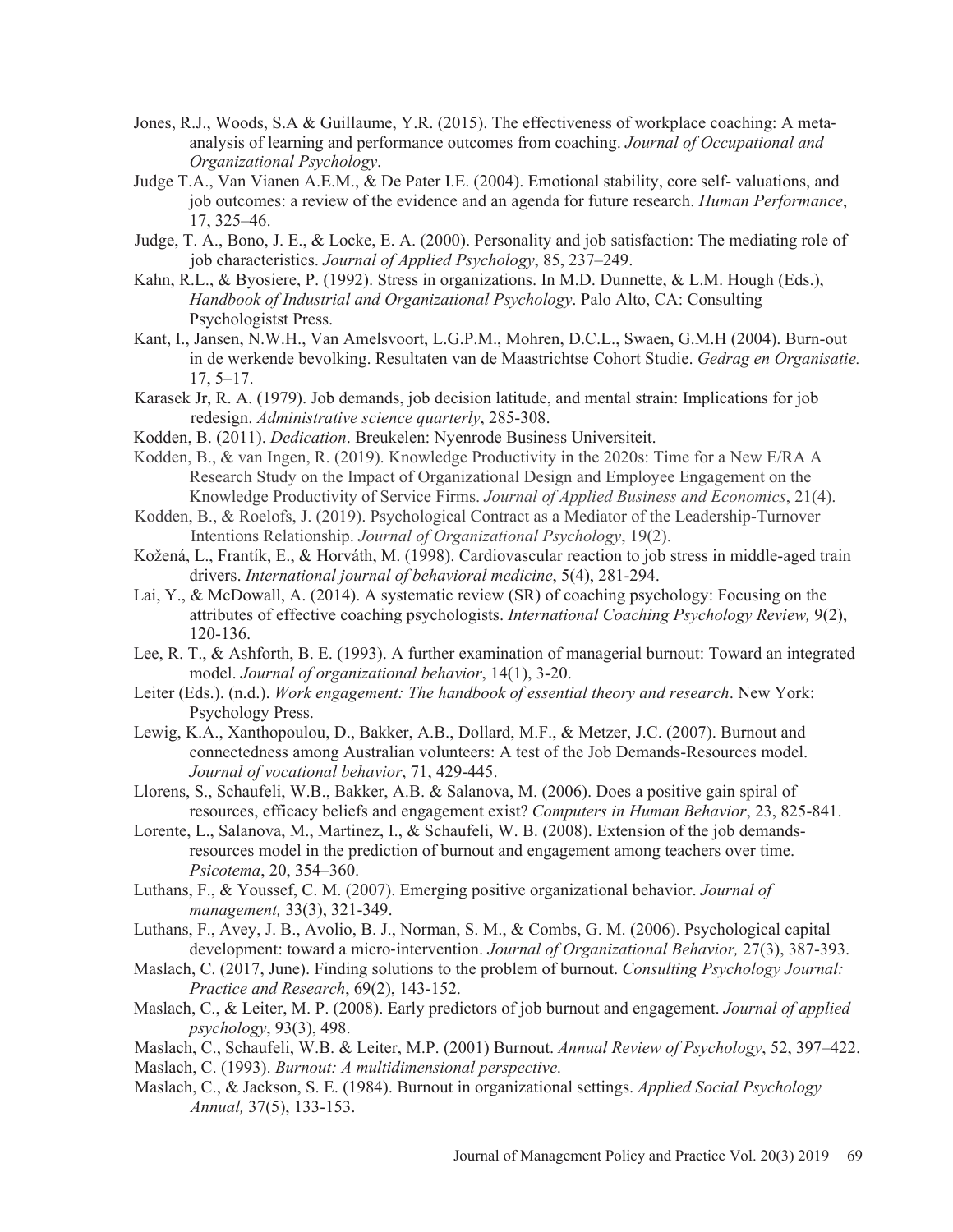Jones, R.J., Woods, S.A & Guillaume, Y.R. (2015). The effectiveness of workplace coaching: A meta-analysis of learning and performance outcomes from coaching. *Journal of Occupational and Organizational Psychology*.

Judge T.A., Van Vianen A.E.M., & De Pater I.E. (2004). Emotional stability, core self- valuations, and job outcomes: a review of the evidence and an agenda for future research. *Human Performance*, 17, 325–46.

Judge, T. A., Bono, J. E., & Locke, E. A. (2000). Personality and job satisfaction: The mediating role of job characteristics. *Journal of Applied Psychology*, 85, 237–249.

Kahn, R.L., & Byosiere, P. (1992). Stress in organizations. In M.D. Dunnette, & L.M. Hough (Eds.), *Handbook of Industrial and Organizational Psychology*. Palo Alto, CA: Consulting Psychologistst Press.

Kant, I., Jansen, N.W.H., Van Amelsvoort, L.G.P.M., Mohren, D.C.L., Swaen, G.M.H (2004). Burn-out in de werkende bevolking. Resultaten van de Maastrichtse Cohort Studie. *Gedrag en Organisatie.* 17, 5–17.

Karasek Jr, R. A. (1979). Job demands, job decision latitude, and mental strain: Implications for job redesign. *Administrative science quarterly*, 285-308.

Kodden, B. (2011). *Dedication*. Breukelen: Nyenrode Business Universiteit.

Kodden, B., & van Ingen, R. (2019). Knowledge Productivity in the 2020s: Time for a New E/RA A Research Study on the Impact of Organizational Design and Employee Engagement on the Knowledge Productivity of Service Firms. *Journal of Applied Business and Economics*, 21(4).

Kodden, B., & Roelofs, J. (2019). Psychological Contract as a Mediator of the Leadership-Turnover Intentions Relationship. *Journal of Organizational Psychology*, 19(2).

Kožená, L., Frantík, E., & Horváth, M. (1998). Cardiovascular reaction to job stress in middle-aged train drivers. *International journal of behavioral medicine*, 5(4), 281-294.

Lai, Y., & McDowall, A. (2014). A systematic review (SR) of coaching psychology: Focusing on the attributes of effective coaching psychologists. *International Coaching Psychology Review,* 9(2), 120-136.

Lee, R. T., & Ashforth, B. E. (1993). A further examination of managerial burnout: Toward an integrated model. *Journal of organizational behavior*, 14(1), 3-20.

Leiter (Eds.). (n.d.). *Work engagement: The handbook of essential theory and research*. New York: Psychology Press.

Lewig, K.A., Xanthopoulou, D., Bakker, A.B., Dollard, M.F., & Metzer, J.C. (2007). Burnout and connectedness among Australian volunteers: A test of the Job Demands-Resources model. *Journal of vocational behavior*, 71, 429-445.

Llorens, S., Schaufeli, W.B., Bakker, A.B. & Salanova, M. (2006). Does a positive gain spiral of resources, efficacy beliefs and engagement exist? *Computers in Human Behavior*, 23, 825-841.

Lorente, L., Salanova, M., Martinez, I., & Schaufeli, W. B. (2008). Extension of the job demands-resources model in the prediction of burnout and engagement among teachers over time. *Psicotema*, 20, 354–360.

Luthans, F., & Youssef, C. M. (2007). Emerging positive organizational behavior. *Journal of management,* 33(3), 321-349.

Luthans, F., Avey, J. B., Avolio, B. J., Norman, S. M., & Combs, G. M. (2006). Psychological capital development: toward a micro-intervention. *Journal of Organizational Behavior,* 27(3), 387-393.

Maslach, C. (2017, June). Finding solutions to the problem of burnout. *Consulting Psychology Journal: Practice and Research*, 69(2), 143-152.

Maslach, C., & Leiter, M. P. (2008). Early predictors of job burnout and engagement. *Journal of applied psychology*, 93(3), 498.

Maslach, C., Schaufeli, W.B. & Leiter, M.P. (2001) Burnout. *Annual Review of Psychology*, 52, 397–422.

Maslach, C. (1993). *Burnout: A multidimensional perspective*.

Maslach, C., & Jackson, S. E. (1984). Burnout in organizational settings. *Applied Social Psychology Annual,* 37(5), 133-153.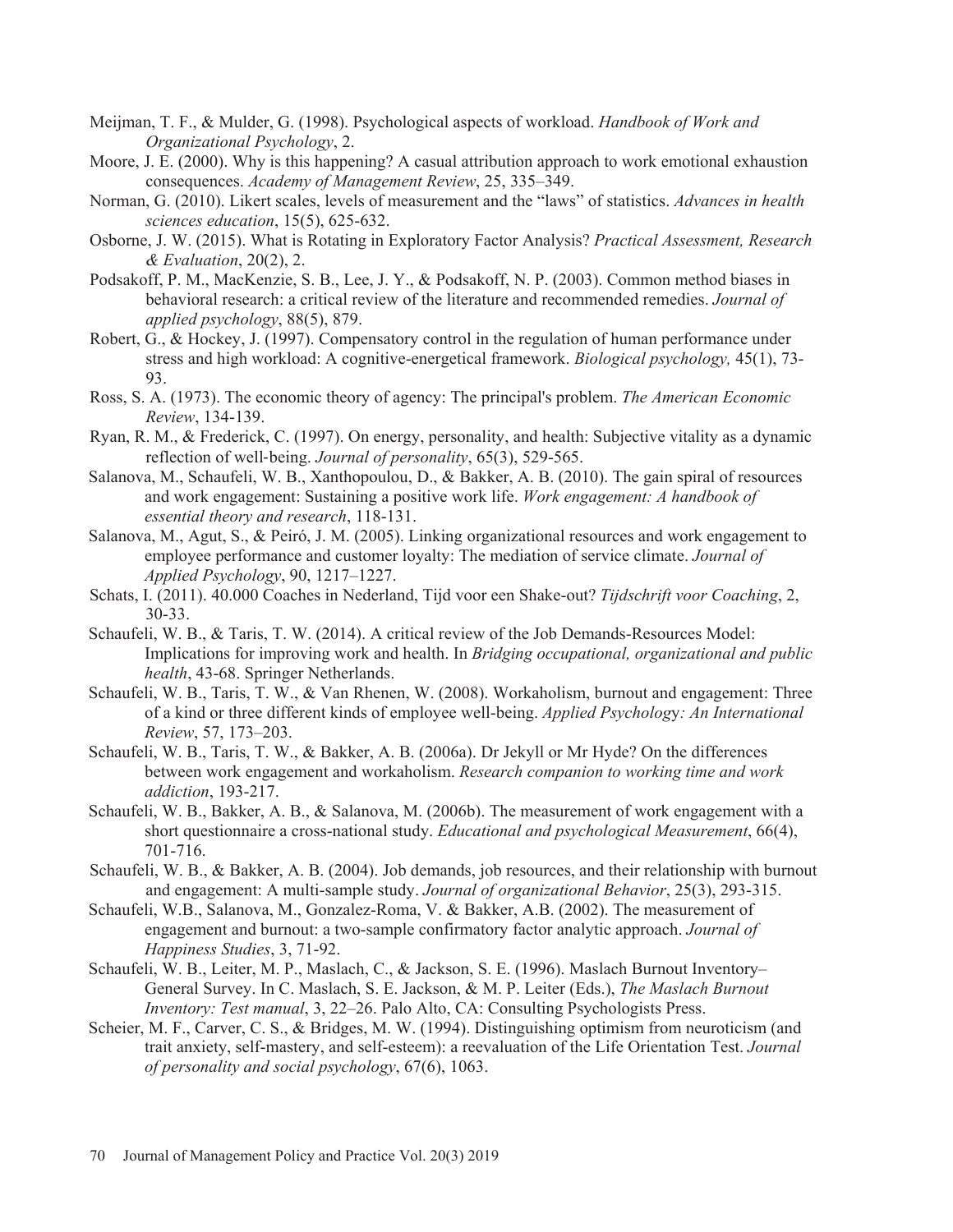Meijman, T. F., & Mulder, G. (1998). Psychological aspects of workload. *Handbook of Work and Organizational Psychology*, 2.

Moore, J. E. (2000). Why is this happening? A casual attribution approach to work emotional exhaustion consequences. *Academy of Management Review*, 25, 335–349.

Norman, G. (2010). Likert scales, levels of measurement and the "laws" of statistics. *Advances in health sciences education*, 15(5), 625-632.

Osborne, J. W. (2015). What is Rotating in Exploratory Factor Analysis? *Practical Assessment, Research & Evaluation*, 20(2), 2.

Podsakoff, P. M., MacKenzie, S. B., Lee, J. Y., & Podsakoff, N. P. (2003). Common method biases in behavioral research: a critical review of the literature and recommended remedies. *Journal of applied psychology*, 88(5), 879.

Robert, G., & Hockey, J. (1997). Compensatory control in the regulation of human performance under stress and high workload: A cognitive-energetical framework. *Biological psychology,* 45(1), 73-93.

Ross, S. A. (1973). The economic theory of agency: The principal's problem. *The American Economic Review*, 134-139.

Ryan, R. M., & Frederick, C. (1997). On energy, personality, and health: Subjective vitality as a dynamic reflection of well‐being. *Journal of personality*, 65(3), 529-565.

Salanova, M., Schaufeli, W. B., Xanthopoulou, D., & Bakker, A. B. (2010). The gain spiral of resources and work engagement: Sustaining a positive work life. *Work engagement: A handbook of essential theory and research*, 118-131.

Salanova, M., Agut, S., & Peiró, J. M. (2005). Linking organizational resources and work engagement to employee performance and customer loyalty: The mediation of service climate. *Journal of Applied Psychology*, 90, 1217–1227.

Schats, I. (2011). 40.000 Coaches in Nederland, Tijd voor een Shake-out? *Tijdschrift voor Coaching*, 2, 30-33.

Schaufeli, W. B., & Taris, T. W. (2014). A critical review of the Job Demands-Resources Model: Implications for improving work and health. In *Bridging occupational, organizational and public health*, 43-68. Springer Netherlands.

Schaufeli, W. B., Taris, T. W., & Van Rhenen, W. (2008). Workaholism, burnout and engagement: Three of a kind or three different kinds of employee well-being. *Applied Psychology: An International Review*, 57, 173–203.

Schaufeli, W. B., Taris, T. W., & Bakker, A. B. (2006a). Dr Jekyll or Mr Hyde? On the differences between work engagement and workaholism. *Research companion to working time and work addiction*, 193-217.

Schaufeli, W. B., Bakker, A. B., & Salanova, M. (2006b). The measurement of work engagement with a short questionnaire a cross-national study. *Educational and psychological Measurement*, 66(4), 701-716.

Schaufeli, W. B., & Bakker, A. B. (2004). Job demands, job resources, and their relationship with burnout and engagement: A multi‐sample study. *Journal of organizational Behavior*, 25(3), 293-315.

Schaufeli, W.B., Salanova, M., Gonzalez-Roma, V. & Bakker, A.B. (2002). The measurement of engagement and burnout: a two-sample confirmatory factor analytic approach. *Journal of Happiness Studies*, 3, 71-92.

Schaufeli, W. B., Leiter, M. P., Maslach, C., & Jackson, S. E. (1996). Maslach Burnout Inventory–General Survey. In C. Maslach, S. E. Jackson, & M. P. Leiter (Eds.), *The Maslach Burnout Inventory: Test manual*, 3, 22–26. Palo Alto, CA: Consulting Psychologists Press.

Scheier, M. F., Carver, C. S., & Bridges, M. W. (1994). Distinguishing optimism from neuroticism (and trait anxiety, self-mastery, and self-esteem): a reevaluation of the Life Orientation Test. *Journal of personality and social psychology*, 67(6), 1063.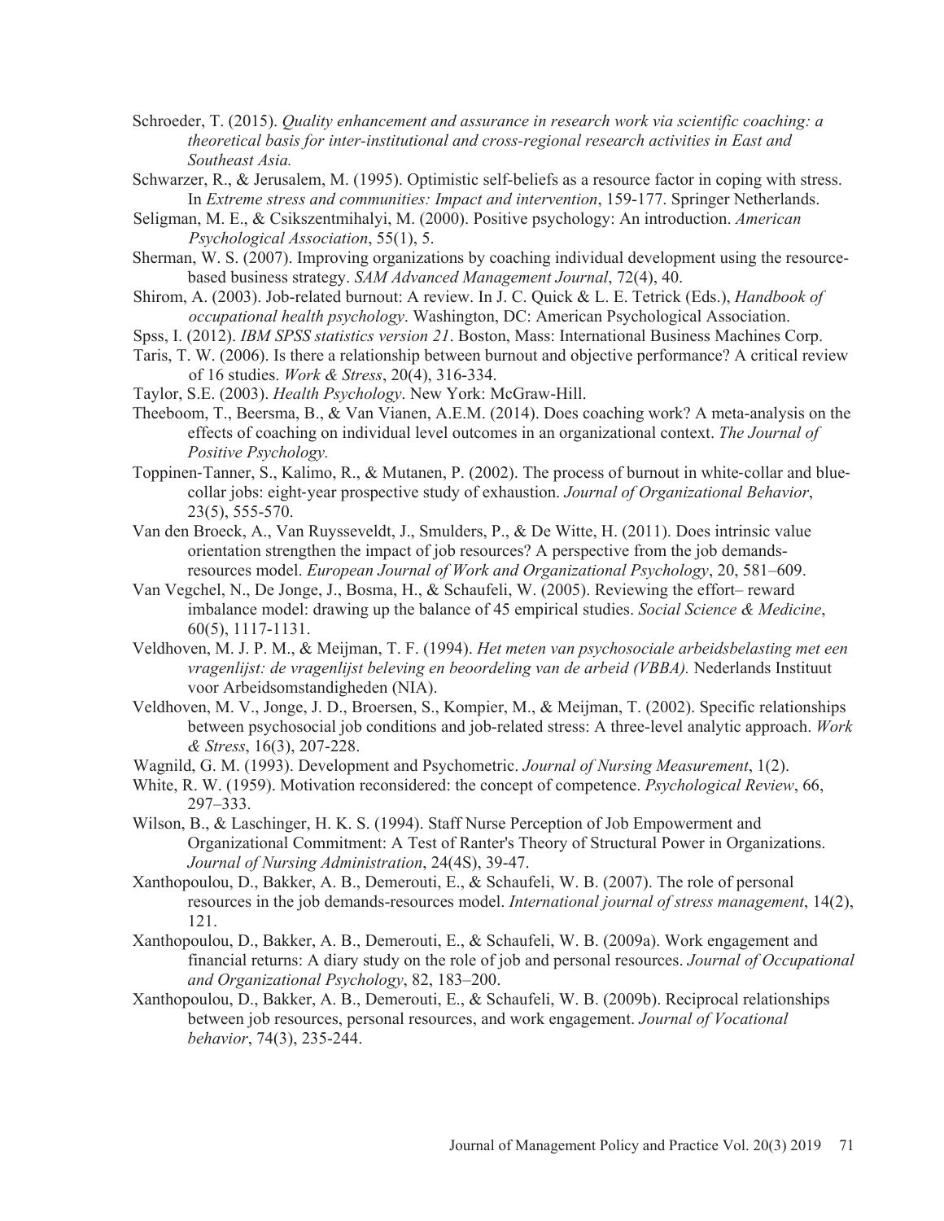Schroeder, T. (2015). *Quality enhancement and assurance in research work via scientific coaching: a theoretical basis for inter-institutional and cross-regional research activities in East and Southeast Asia.*

Schwarzer, R., & Jerusalem, M. (1995). Optimistic self-beliefs as a resource factor in coping with stress. In *Extreme stress and communities: Impact and intervention*, 159-177. Springer Netherlands.

Seligman, M. E., & Csikszentmihalyi, M. (2000). Positive psychology: An introduction. *American Psychological Association*, 55(1), 5.

Sherman, W. S. (2007). Improving organizations by coaching individual development using the resource-based business strategy. *SAM Advanced Management Journal*, 72(4), 40.

Shirom, A. (2003). Job-related burnout: A review. In J. C. Quick & L. E. Tetrick (Eds.), *Handbook of occupational health psychology*. Washington, DC: American Psychological Association.

Spss, I. (2012). *IBM SPSS statistics version 21*. Boston, Mass: International Business Machines Corp.

Taris, T. W. (2006). Is there a relationship between burnout and objective performance? A critical review of 16 studies. *Work & Stress*, 20(4), 316-334.

Taylor, S.E. (2003). *Health Psychology*. New York: McGraw-Hill.

Theeboom, T., Beersma, B., & Van Vianen, A.E.M. (2014). Does coaching work? A meta-analysis on the effects of coaching on individual level outcomes in an organizational context. *The Journal of Positive Psychology.*

Toppinen-Tanner, S., Kalimo, R., & Mutanen, P. (2002). The process of burnout in white-collar and blue-collar jobs: eight-year prospective study of exhaustion. *Journal of Organizational Behavior*, 23(5), 555-570.

Van den Broeck, A., Van Ruysseveldt, J., Smulders, P., & De Witte, H. (2011). Does intrinsic value orientation strengthen the impact of job resources? A perspective from the job demands-resources model. *European Journal of Work and Organizational Psychology*, 20, 581–609.

Van Vegchel, N., De Jonge, J., Bosma, H., & Schaufeli, W. (2005). Reviewing the effort– reward imbalance model: drawing up the balance of 45 empirical studies. *Social Science & Medicine*, 60(5), 1117-1131.

Veldhoven, M. J. P. M., & Meijman, T. F. (1994). *Het meten van psychosociale arbeidsbelasting met een vragenlijst: de vragenlijst beleving en beoordeling van de arbeid (VBBA).* Nederlands Instituut voor Arbeidsomstandigheden (NIA).

Veldhoven, M. V., Jonge, J. D., Broersen, S., Kompier, M., & Meijman, T. (2002). Specific relationships between psychosocial job conditions and job-related stress: A three-level analytic approach. *Work & Stress*, 16(3), 207-228.

Wagnild, G. M. (1993). Development and Psychometric. *Journal of Nursing Measurement*, 1(2).

White, R. W. (1959). Motivation reconsidered: the concept of competence. *Psychological Review*, 66, 297–333.

Wilson, B., & Laschinger, H. K. S. (1994). Staff Nurse Perception of Job Empowerment and Organizational Commitment: A Test of Ranter's Theory of Structural Power in Organizations. *Journal of Nursing Administration*, 24(4S), 39-47.

Xanthopoulou, D., Bakker, A. B., Demerouti, E., & Schaufeli, W. B. (2007). The role of personal resources in the job demands-resources model. *International journal of stress management*, 14(2), 121.

Xanthopoulou, D., Bakker, A. B., Demerouti, E., & Schaufeli, W. B. (2009a). Work engagement and financial returns: A diary study on the role of job and personal resources. *Journal of Occupational and Organizational Psychology*, 82, 183–200.

Xanthopoulou, D., Bakker, A. B., Demerouti, E., & Schaufeli, W. B. (2009b). Reciprocal relationships between job resources, personal resources, and work engagement. *Journal of Vocational behavior*, 74(3), 235-244.